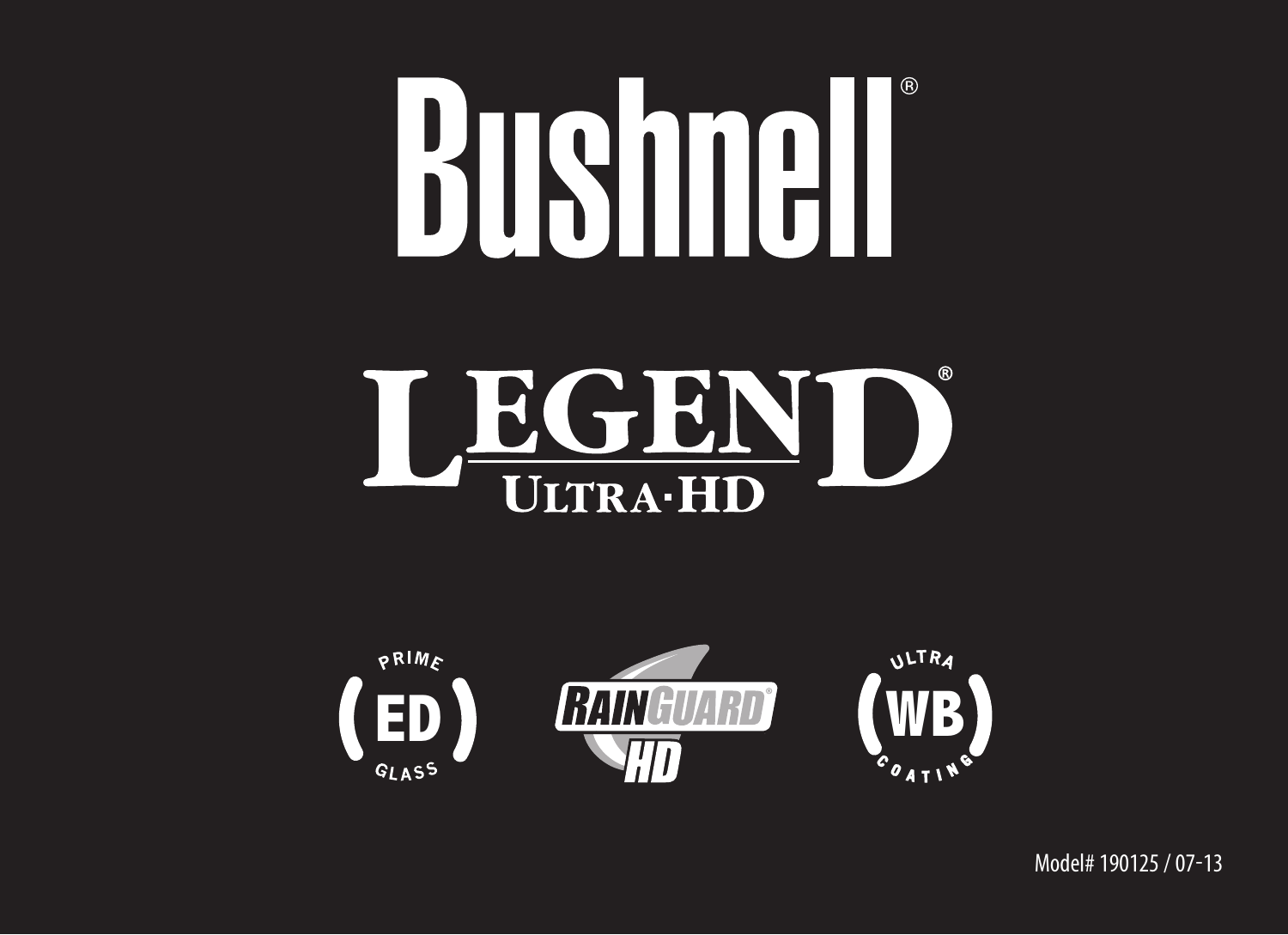# Bushnell®

## LEGEND® ULTRA·HD

PRIME ED GLASS

RAINGUARD® HD

ULTRA WB COATING

Model# 190125 / 07-13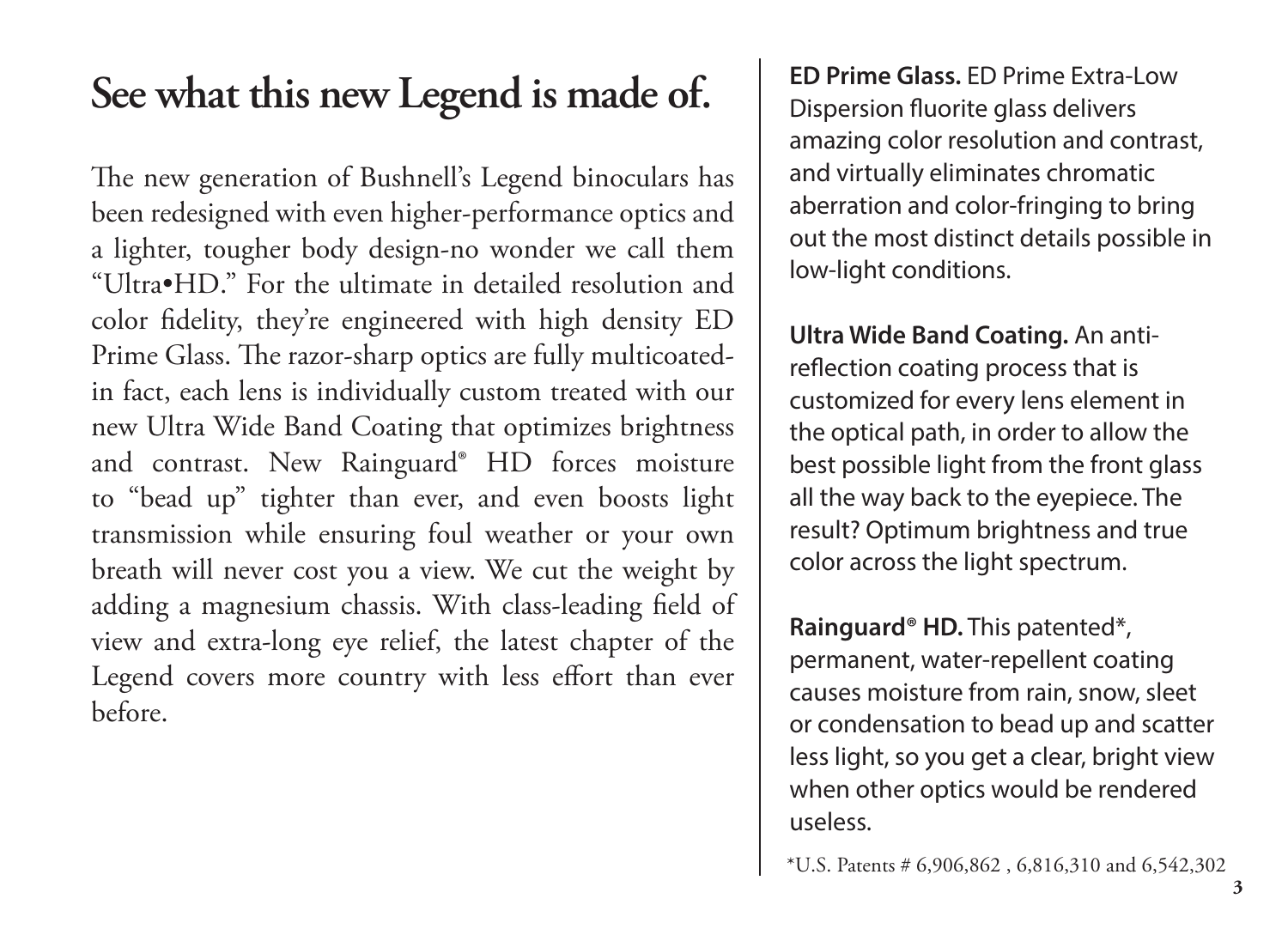# See what this new Legend is made of.

The new generation of Bushnell's Legend binoculars has been redesigned with even higher-performance optics and a lighter, tougher body design-no wonder we call them "Ultra•HD." For the ultimate in detailed resolution and color fidelity, they're engineered with high density ED Prime Glass. The razor-sharp optics are fully multicoated-in fact, each lens is individually custom treated with our new Ultra Wide Band Coating that optimizes brightness and contrast. New Rainguard® HD forces moisture to "bead up" tighter than ever, and even boosts light transmission while ensuring foul weather or your own breath will never cost you a view. We cut the weight by adding a magnesium chassis. With class-leading field of view and extra-long eye relief, the latest chapter of the Legend covers more country with less effort than ever before.

**ED Prime Glass.** ED Prime Extra-Low Dispersion fluorite glass delivers amazing color resolution and contrast, and virtually eliminates chromatic aberration and color-fringing to bring out the most distinct details possible in low-light conditions.

**Ultra Wide Band Coating.** An anti-reflection coating process that is customized for every lens element in the optical path, in order to allow the best possible light from the front glass all the way back to the eyepiece. The result? Optimum brightness and true color across the light spectrum.

**Rainguard® HD.** This patented*, permanent, water-repellent coating causes moisture from rain, snow, sleet or condensation to bead up and scatter less light, so you get a clear, bright view when other optics would be rendered useless.

*U.S. Patents # 6,906,862 , 6,816,310 and 6,542,302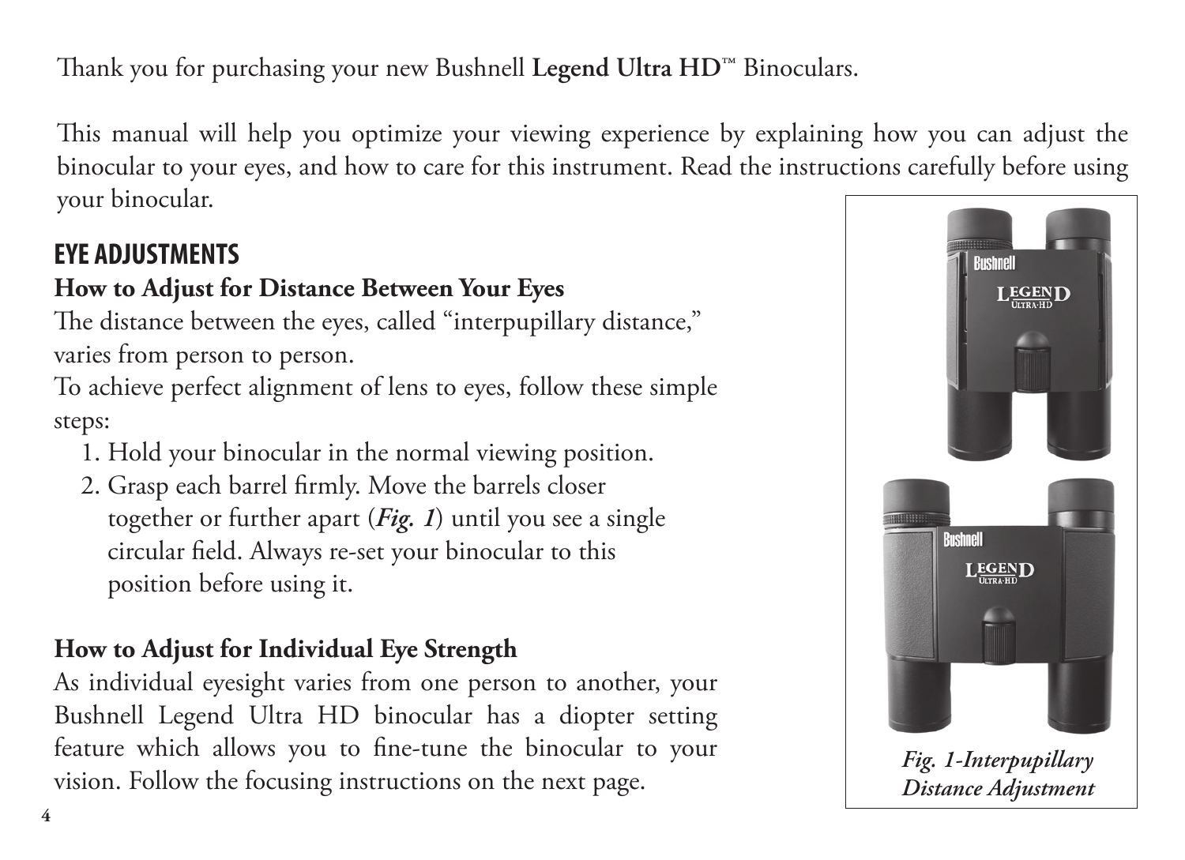Thank you for purchasing your new Bushnell **Legend Ultra HD**™ Binoculars.

This manual will help you optimize your viewing experience by explaining how you can adjust the binocular to your eyes, and how to care for this instrument. Read the instructions carefully before using your binocular.

## EYE ADJUSTMENTS

### How to Adjust for Distance Between Your Eyes

The distance between the eyes, called "interpupillary distance," varies from person to person.

To achieve perfect alignment of lens to eyes, follow these simple steps:

1. Hold your binocular in the normal viewing position.
2. Grasp each barrel firmly. Move the barrels closer together or further apart (***Fig. 1***) until you see a single circular field. Always re-set your binocular to this position before using it.

*Fig. 1-Interpupillary Distance Adjustment*

### How to Adjust for Individual Eye Strength

As individual eyesight varies from one person to another, your Bushnell Legend Ultra HD binocular has a diopter setting feature which allows you to fine-tune the binocular to your vision. Follow the focusing instructions on the next page.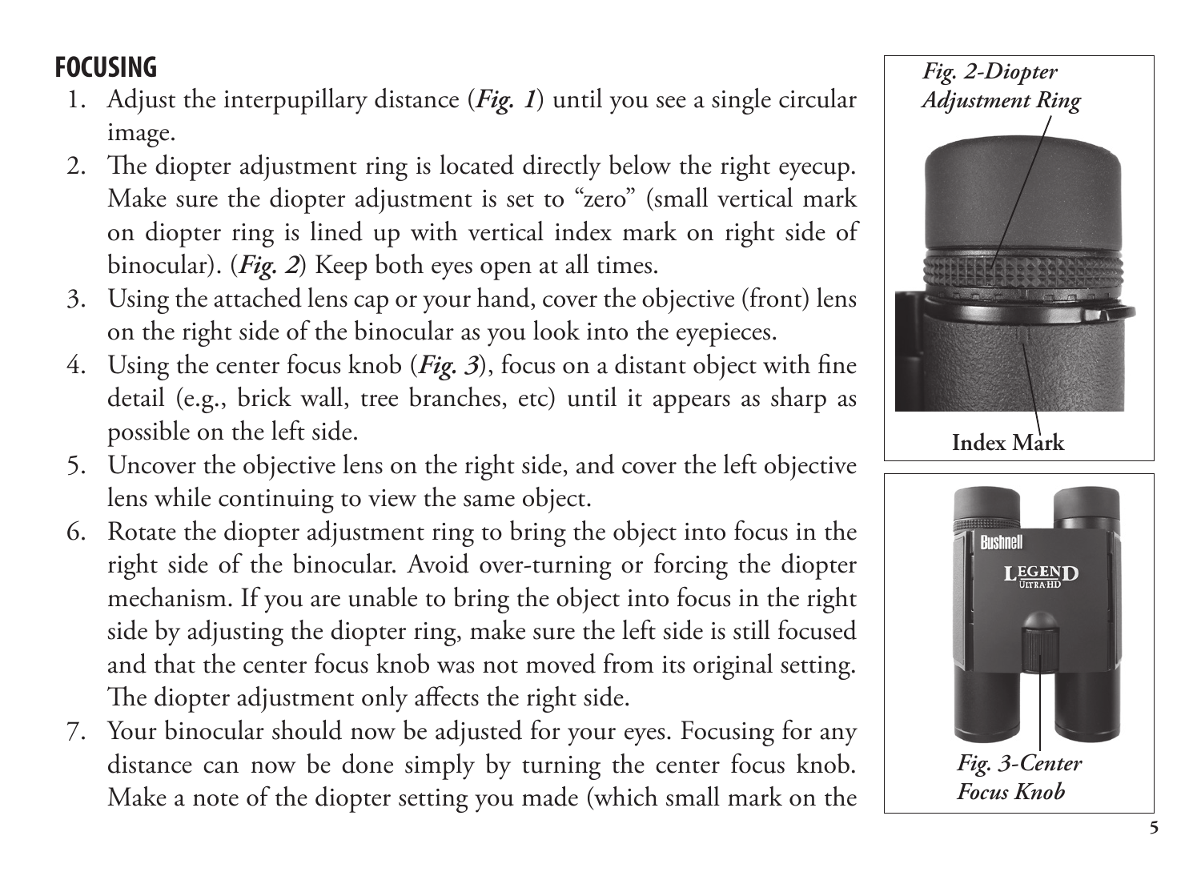## FOCUSING

1. Adjust the interpupillary distance (***Fig. 1***) until you see a single circular image.
2. The diopter adjustment ring is located directly below the right eyecup. Make sure the diopter adjustment is set to "zero" (small vertical mark on diopter ring is lined up with vertical index mark on right side of binocular). (***Fig. 2***) Keep both eyes open at all times.
3. Using the attached lens cap or your hand, cover the objective (front) lens on the right side of the binocular as you look into the eyepieces.
4. Using the center focus knob (***Fig. 3***), focus on a distant object with fine detail (e.g., brick wall, tree branches, etc) until it appears as sharp as possible on the left side.
5. Uncover the objective lens on the right side, and cover the left objective lens while continuing to view the same object.
6. Rotate the diopter adjustment ring to bring the object into focus in the right side of the binocular. Avoid over-turning or forcing the diopter mechanism. If you are unable to bring the object into focus in the right side by adjusting the diopter ring, make sure the left side is still focused and that the center focus knob was not moved from its original setting. The diopter adjustment only affects the right side.
7. Your binocular should now be adjusted for your eyes. Focusing for any distance can now be done simply by turning the center focus knob. Make a note of the diopter setting you made (which small mark on the

***Fig. 2-Diopter Adjustment Ring***

**Index Mark**

***Fig. 3-Center Focus Knob***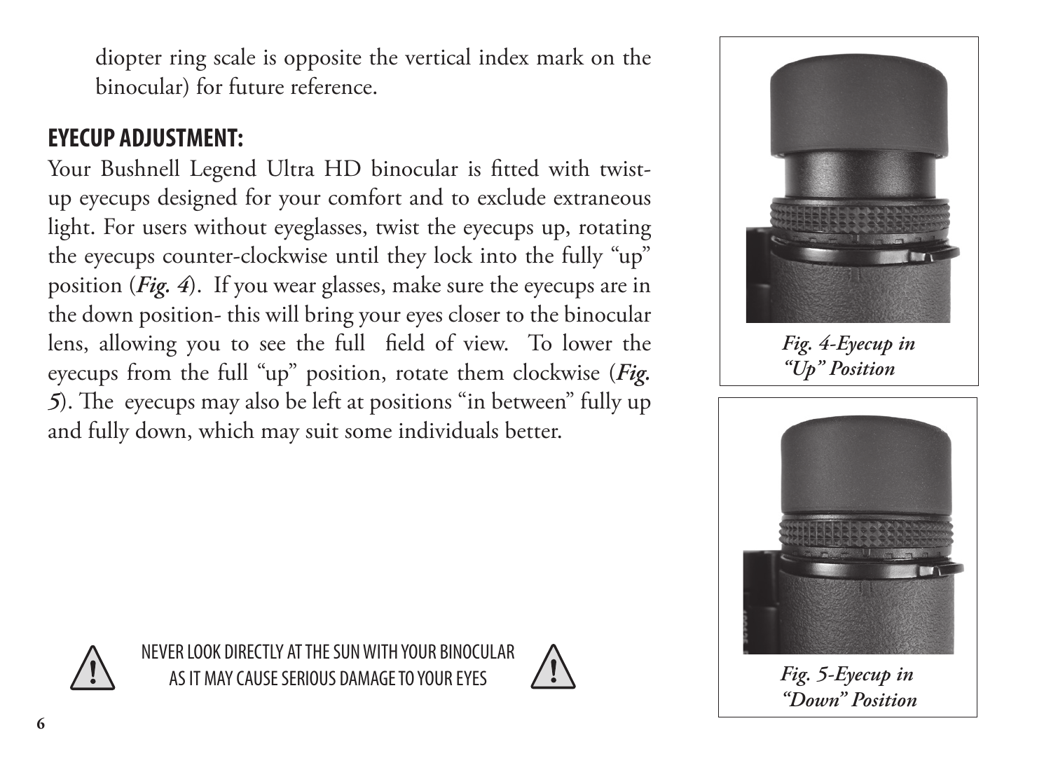diopter ring scale is opposite the vertical index mark on the binocular) for future reference.

## EYECUP ADJUSTMENT:

Your Bushnell Legend Ultra HD binocular is fitted with twist-up eyecups designed for your comfort and to exclude extraneous light. For users without eyeglasses, twist the eyecups up, rotating the eyecups counter-clockwise until they lock into the fully "up" position (***Fig. 4***). If you wear glasses, make sure the eyecups are in the down position- this will bring your eyes closer to the binocular lens, allowing you to see the full field of view. To lower the eyecups from the full "up" position, rotate them clockwise (***Fig. 5***). The eyecups may also be left at positions "in between" fully up and fully down, which may suit some individuals better.

*Fig. 4-Eyecup in "Up" Position*

*Fig. 5-Eyecup in "Down" Position*

NEVER LOOK DIRECTLY AT THE SUN WITH YOUR BINOCULAR AS IT MAY CAUSE SERIOUS DAMAGE TO YOUR EYES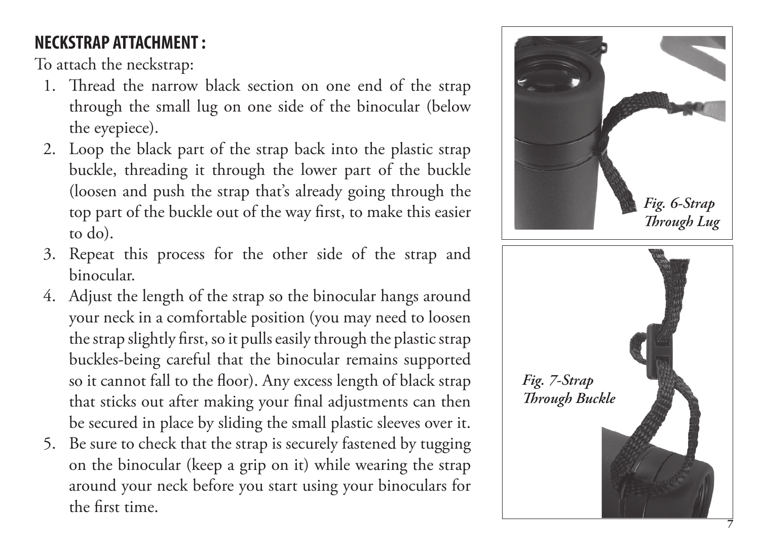## NECKSTRAP ATTACHMENT :

To attach the neckstrap:

1. Thread the narrow black section on one end of the strap through the small lug on one side of the binocular (below the eyepiece).
2. Loop the black part of the strap back into the plastic strap buckle, threading it through the lower part of the buckle (loosen and push the strap that's already going through the top part of the buckle out of the way first, to make this easier to do).
3. Repeat this process for the other side of the strap and binocular.
4. Adjust the length of the strap so the binocular hangs around your neck in a comfortable position (you may need to loosen the strap slightly first, so it pulls easily through the plastic strap buckles-being careful that the binocular remains supported so it cannot fall to the floor). Any excess length of black strap that sticks out after making your final adjustments can then be secured in place by sliding the small plastic sleeves over it.
5. Be sure to check that the strap is securely fastened by tugging on the binocular (keep a grip on it) while wearing the strap around your neck before you start using your binoculars for the first time.

*Fig. 6-Strap Through Lug*

*Fig. 7-Strap Through Buckle*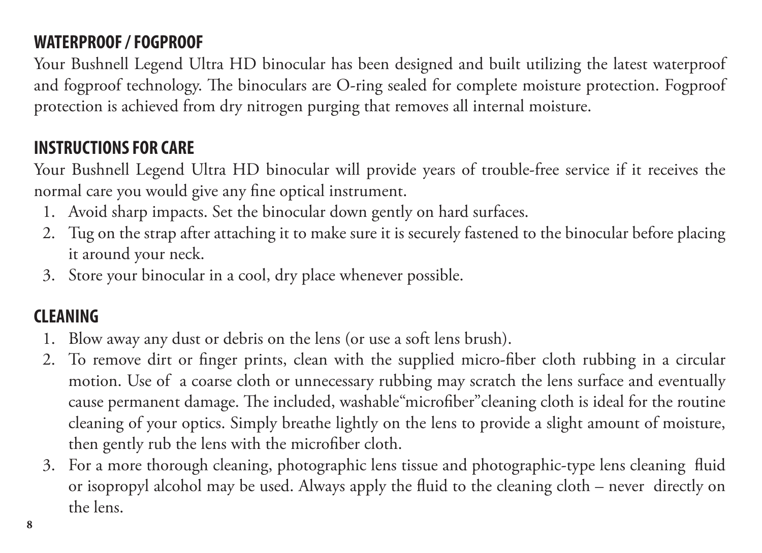## WATERPROOF / FOGPROOF

Your Bushnell Legend Ultra HD binocular has been designed and built utilizing the latest waterproof and fogproof technology. The binoculars are O-ring sealed for complete moisture protection. Fogproof protection is achieved from dry nitrogen purging that removes all internal moisture.

## INSTRUCTIONS FOR CARE

Your Bushnell Legend Ultra HD binocular will provide years of trouble-free service if it receives the normal care you would give any fine optical instrument.

1. Avoid sharp impacts. Set the binocular down gently on hard surfaces.
2. Tug on the strap after attaching it to make sure it is securely fastened to the binocular before placing it around your neck.
3. Store your binocular in a cool, dry place whenever possible.

## CLEANING

1. Blow away any dust or debris on the lens (or use a soft lens brush).
2. To remove dirt or finger prints, clean with the supplied micro-fiber cloth rubbing in a circular motion. Use of a coarse cloth or unnecessary rubbing may scratch the lens surface and eventually cause permanent damage. The included, washable"microfiber"cleaning cloth is ideal for the routine cleaning of your optics. Simply breathe lightly on the lens to provide a slight amount of moisture, then gently rub the lens with the microfiber cloth.
3. For a more thorough cleaning, photographic lens tissue and photographic-type lens cleaning fluid or isopropyl alcohol may be used. Always apply the fluid to the cleaning cloth – never directly on the lens.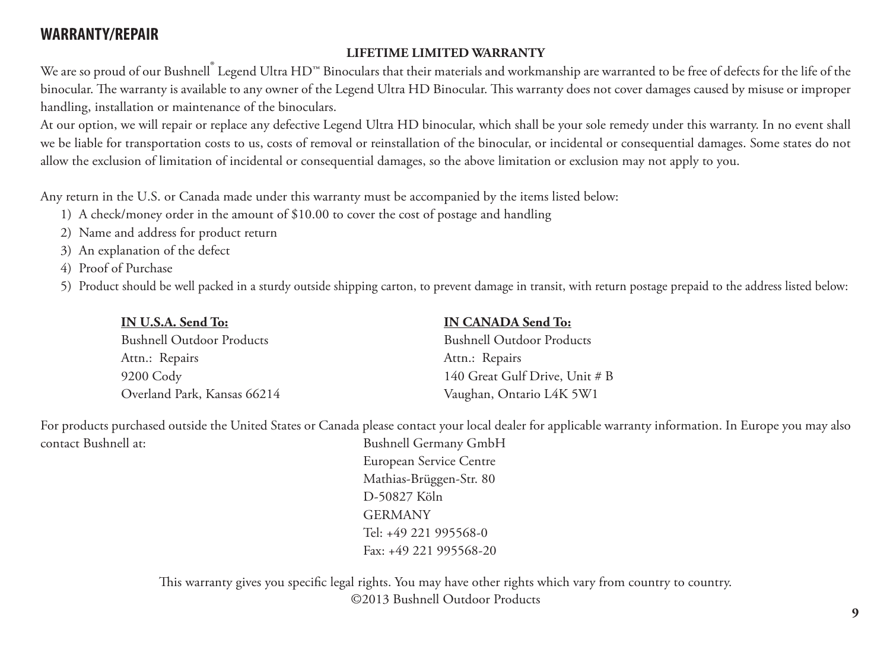## WARRANTY/REPAIR

**LIFETIME LIMITED WARRANTY**

We are so proud of our Bushnell® Legend Ultra HD™ Binoculars that their materials and workmanship are warranted to be free of defects for the life of the binocular. The warranty is available to any owner of the Legend Ultra HD Binocular. This warranty does not cover damages caused by misuse or improper handling, installation or maintenance of the binoculars.

At our option, we will repair or replace any defective Legend Ultra HD binocular, which shall be your sole remedy under this warranty. In no event shall we be liable for transportation costs to us, costs of removal or reinstallation of the binocular, or incidental or consequential damages. Some states do not allow the exclusion of limitation of incidental or consequential damages, so the above limitation or exclusion may not apply to you.

Any return in the U.S. or Canada made under this warranty must be accompanied by the items listed below:

1) A check/money order in the amount of $10.00 to cover the cost of postage and handling
2) Name and address for product return
3) An explanation of the defect
4) Proof of Purchase
5) Product should be well packed in a sturdy outside shipping carton, to prevent damage in transit, with return postage prepaid to the address listed below:

**IN U.S.A. Send To:**
Bushnell Outdoor Products
Attn.: Repairs
9200 Cody
Overland Park, Kansas 66214

**IN CANADA Send To:**
Bushnell Outdoor Products
Attn.: Repairs
140 Great Gulf Drive, Unit # B
Vaughan, Ontario L4K 5W1

For products purchased outside the United States or Canada please contact your local dealer for applicable warranty information. In Europe you may also contact Bushnell at:

Bushnell Germany GmbH
European Service Centre
Mathias-Brüggen-Str. 80
D-50827 Köln
GERMANY
Tel: +49 221 995568-0
Fax: +49 221 995568-20

This warranty gives you specific legal rights. You may have other rights which vary from country to country.

©2013 Bushnell Outdoor Products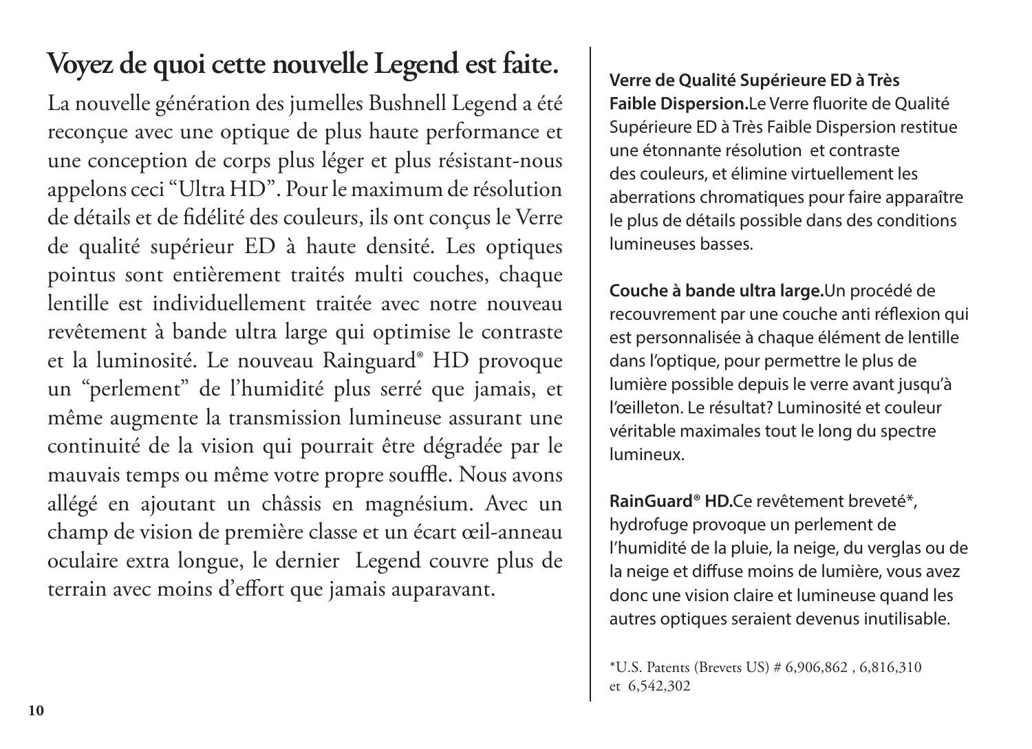# Voyez de quoi cette nouvelle Legend est faite.

La nouvelle génération des jumelles Bushnell Legend a été reconçue avec une optique de plus haute performance et une conception de corps plus léger et plus résistant-nous appelons ceci "Ultra HD". Pour le maximum de résolution de détails et de fidélité des couleurs, ils ont conçus le Verre de qualité supérieur ED à haute densité. Les optiques pointus sont entièrement traités multi couches, chaque lentille est individuellement traitée avec notre nouveau revêtement à bande ultra large qui optimise le contraste et la luminosité. Le nouveau Rainguard® HD provoque un "perlement" de l'humidité plus serré que jamais, et même augmente la transmission lumineuse assurant une continuité de la vision qui pourrait être dégradée par le mauvais temps ou même votre propre souffle. Nous avons allégé en ajoutant un châssis en magnésium. Avec un champ de vision de première classe et un écart œil-anneau oculaire extra longue, le dernier Legend couvre plus de terrain avec moins d'effort que jamais auparavant.

**Verre de Qualité Supérieure ED à Très Faible Dispersion.**Le Verre fluorite de Qualité Supérieure ED à Très Faible Dispersion restitue une étonnante résolution et contraste des couleurs, et élimine virtuellement les aberrations chromatiques pour faire apparaître le plus de détails possible dans des conditions lumineuses basses.

**Couche à bande ultra large.**Un procédé de recouvrement par une couche anti réflexion qui est personnalisée à chaque élément de lentille dans l'optique, pour permettre le plus de lumière possible depuis le verre avant jusqu'à l'œilleton. Le résultat? Luminosité et couleur véritable maximales tout le long du spectre lumineux.

**RainGuard® HD.**Ce revêtement breveté*, hydrofuge provoque un perlement de l'humidité de la pluie, la neige, du verglas ou de la neige et diffuse moins de lumière, vous avez donc une vision claire et lumineuse quand les autres optiques seraient devenus inutilisable.

*U.S. Patents (Brevets US) # 6,906,862 , 6,816,310 et 6,542,302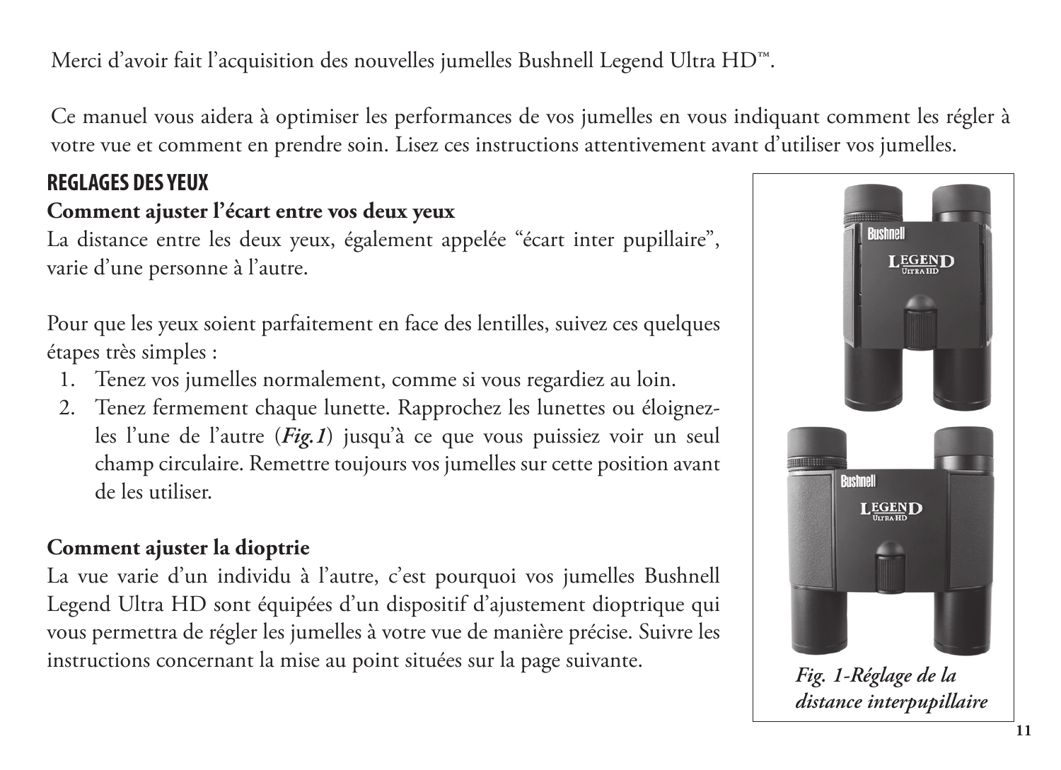Merci d'avoir fait l'acquisition des nouvelles jumelles Bushnell Legend Ultra HD™.

Ce manuel vous aidera à optimiser les performances de vos jumelles en vous indiquant comment les régler à votre vue et comment en prendre soin. Lisez ces instructions attentivement avant d'utiliser vos jumelles.

## REGLAGES DES YEUX

**Comment ajuster l'écart entre vos deux yeux**

La distance entre les deux yeux, également appelée "écart inter pupillaire", varie d'une personne à l'autre.

Pour que les yeux soient parfaitement en face des lentilles, suivez ces quelques étapes très simples :

1. Tenez vos jumelles normalement, comme si vous regardiez au loin.
2. Tenez fermement chaque lunette. Rapprochez les lunettes ou éloignez-les l'une de l'autre (***Fig.1***) jusqu'à ce que vous puissiez voir un seul champ circulaire. Remettre toujours vos jumelles sur cette position avant de les utiliser.

**Comment ajuster la dioptrie**

La vue varie d'un individu à l'autre, c'est pourquoi vos jumelles Bushnell Legend Ultra HD sont équipées d'un dispositif d'ajustement dioptrique qui vous permettra de régler les jumelles à votre vue de manière précise. Suivre les instructions concernant la mise au point situées sur la page suivante.

***Fig. 1-Réglage de la distance interpupillaire***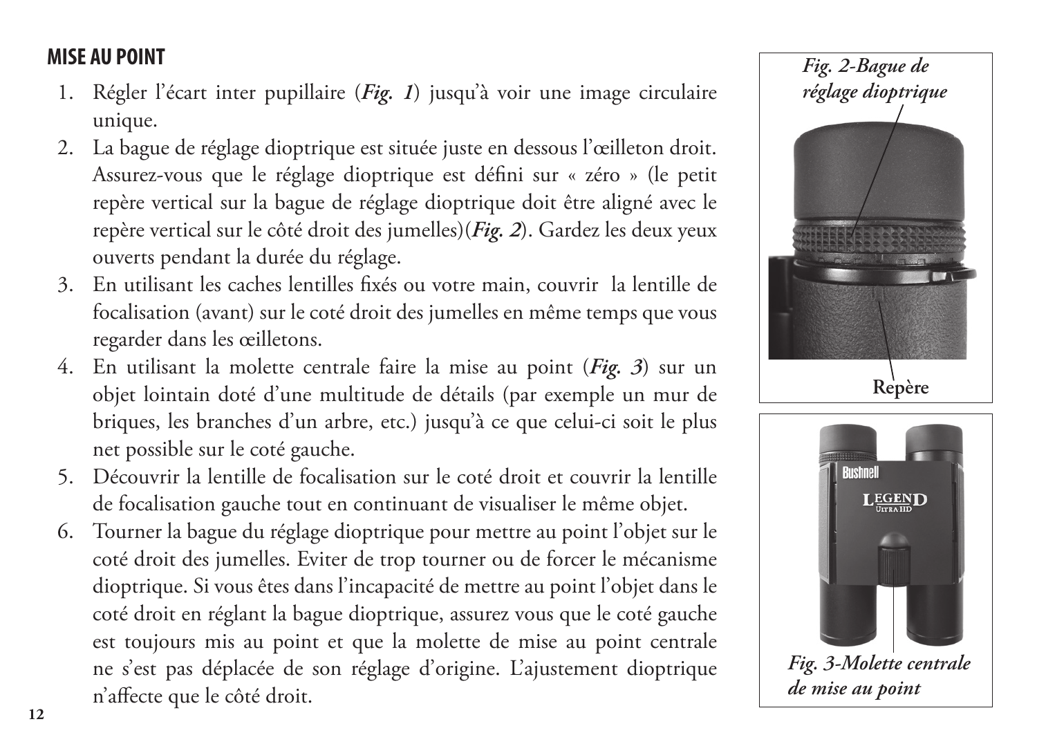## MISE AU POINT

1. Régler l'écart inter pupillaire (***Fig. 1***) jusqu'à voir une image circulaire unique.
2. La bague de réglage dioptrique est située juste en dessous l'œilleton droit. Assurez-vous que le réglage dioptrique est défini sur « zéro » (le petit repère vertical sur la bague de réglage dioptrique doit être aligné avec le repère vertical sur le côté droit des jumelles)(***Fig. 2***). Gardez les deux yeux ouverts pendant la durée du réglage.
3. En utilisant les caches lentilles fixés ou votre main, couvrir la lentille de focalisation (avant) sur le coté droit des jumelles en même temps que vous regarder dans les œilletons.
4. En utilisant la molette centrale faire la mise au point (***Fig. 3***) sur un objet lointain doté d'une multitude de détails (par exemple un mur de briques, les branches d'un arbre, etc.) jusqu'à ce que celui-ci soit le plus net possible sur le coté gauche.
5. Découvrir la lentille de focalisation sur le coté droit et couvrir la lentille de focalisation gauche tout en continuant de visualiser le même objet.
6. Tourner la bague du réglage dioptrique pour mettre au point l'objet sur le coté droit des jumelles. Eviter de trop tourner ou de forcer le mécanisme dioptrique. Si vous êtes dans l'incapacité de mettre au point l'objet dans le coté droit en réglant la bague dioptrique, assurez vous que le coté gauche est toujours mis au point et que la molette de mise au point centrale ne s'est pas déplacée de son réglage d'origine. L'ajustement dioptrique n'affecte que le côté droit.

***Fig. 2-Bague de réglage dioptrique***

**Repère**

***Fig. 3-Molette centrale de mise au point***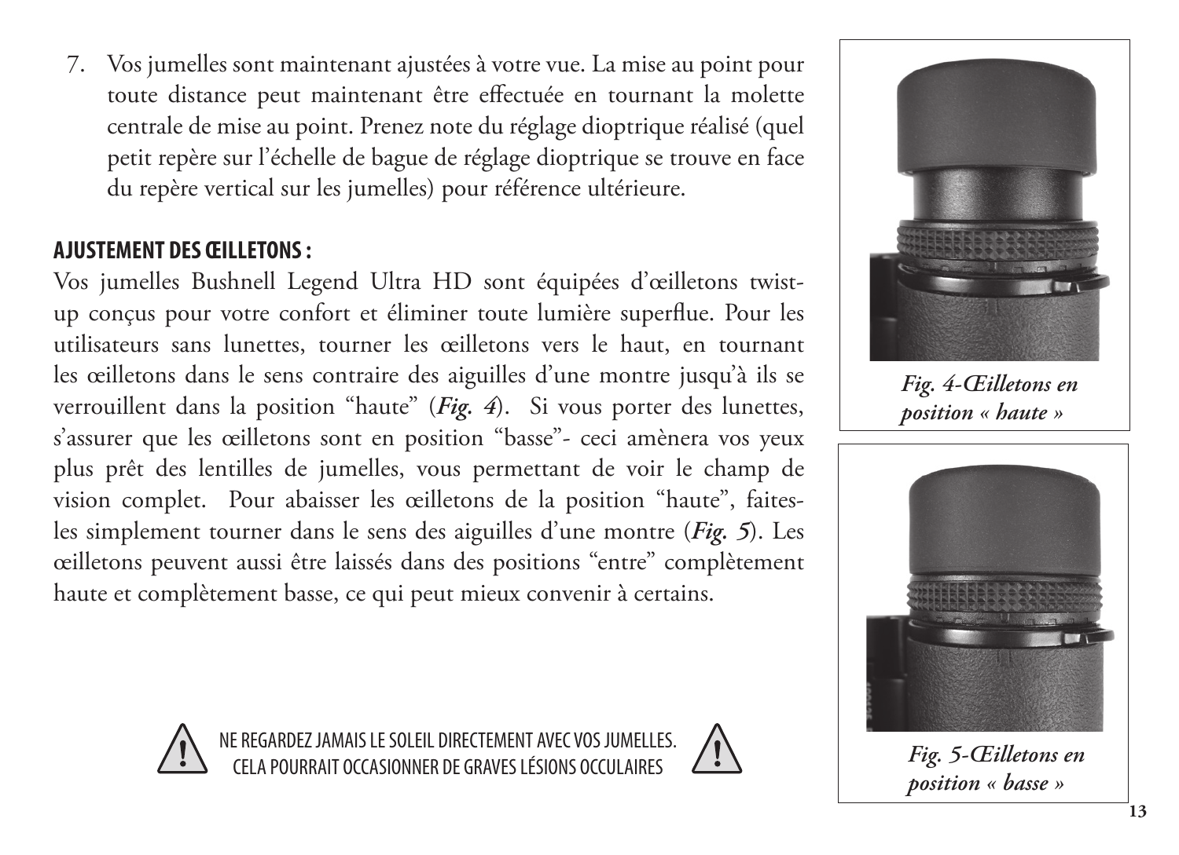7. Vos jumelles sont maintenant ajustées à votre vue. La mise au point pour toute distance peut maintenant être effectuée en tournant la molette centrale de mise au point. Prenez note du réglage dioptrique réalisé (quel petit repère sur l'échelle de bague de réglage dioptrique se trouve en face du repère vertical sur les jumelles) pour référence ultérieure.

## AJUSTEMENT DES ŒILLETONS :

Vos jumelles Bushnell Legend Ultra HD sont équipées d'œilletons twist-up conçus pour votre confort et éliminer toute lumière superflue. Pour les utilisateurs sans lunettes, tourner les œilletons vers le haut, en tournant les œilletons dans le sens contraire des aiguilles d'une montre jusqu'à ils se verrouillent dans la position "haute" (***Fig. 4***). Si vous porter des lunettes, s'assurer que les œilletons sont en position "basse"- ceci amènera vos yeux plus prêt des lentilles de jumelles, vous permettant de voir le champ de vision complet. Pour abaisser les œilletons de la position "haute", faites-les simplement tourner dans le sens des aiguilles d'une montre (***Fig. 5***). Les œilletons peuvent aussi être laissés dans des positions "entre" complètement haute et complètement basse, ce qui peut mieux convenir à certains.

*Fig. 4-Œilletons en position « haute »*

*Fig. 5-Œilletons en position « basse »*

NE REGARDEZ JAMAIS LE SOLEIL DIRECTEMENT AVEC VOS JUMELLES. CELA POURRAIT OCCASIONNER DE GRAVES LÉSIONS OCCULAIRES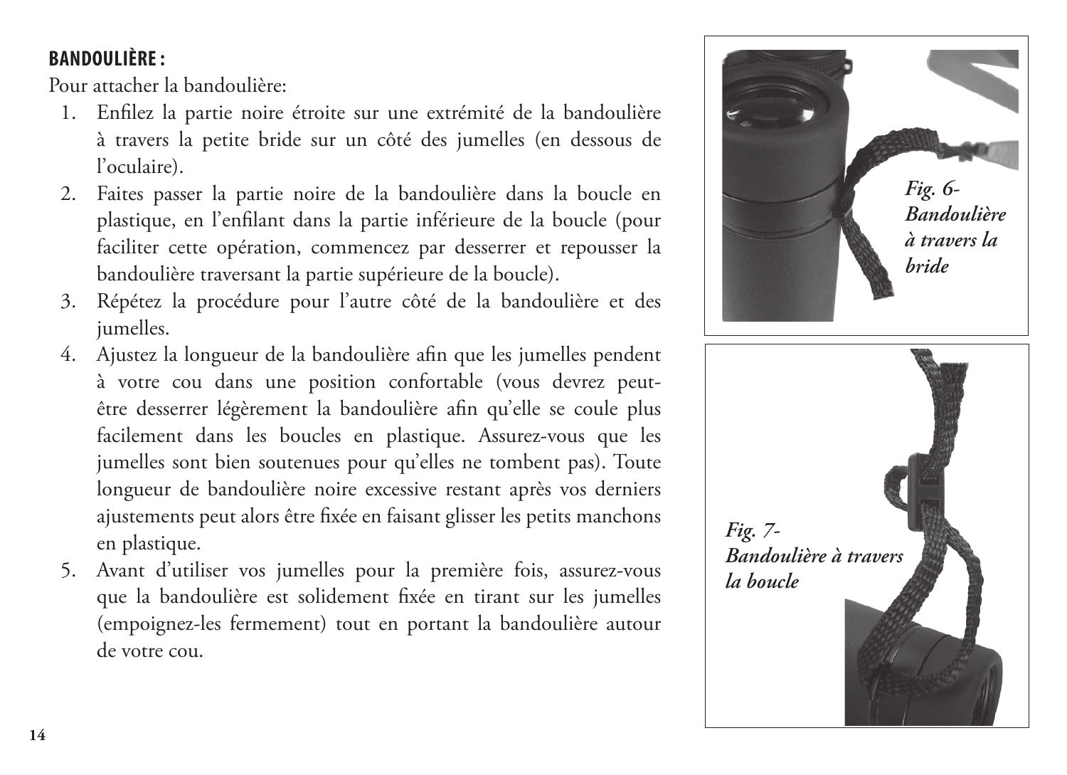## BANDOULIÈRE :

Pour attacher la bandoulière:

1. Enfilez la partie noire étroite sur une extrémité de la bandoulière à travers la petite bride sur un côté des jumelles (en dessous de l'oculaire).
2. Faites passer la partie noire de la bandoulière dans la boucle en plastique, en l'enfilant dans la partie inférieure de la boucle (pour faciliter cette opération, commencez par desserrer et repousser la bandoulière traversant la partie supérieure de la boucle).
3. Répétez la procédure pour l'autre côté de la bandoulière et des jumelles.
4. Ajustez la longueur de la bandoulière afin que les jumelles pendent à votre cou dans une position confortable (vous devrez peut-être desserrer légèrement la bandoulière afin qu'elle se coule plus facilement dans les boucles en plastique. Assurez-vous que les jumelles sont bien soutenues pour qu'elles ne tombent pas). Toute longueur de bandoulière noire excessive restant après vos derniers ajustements peut alors être fixée en faisant glisser les petits manchons en plastique.
5. Avant d'utiliser vos jumelles pour la première fois, assurez-vous que la bandoulière est solidement fixée en tirant sur les jumelles (empoignez-les fermement) tout en portant la bandoulière autour de votre cou.

*Fig. 6- Bandoulière à travers la bride*

*Fig. 7- Bandoulière à travers la boucle*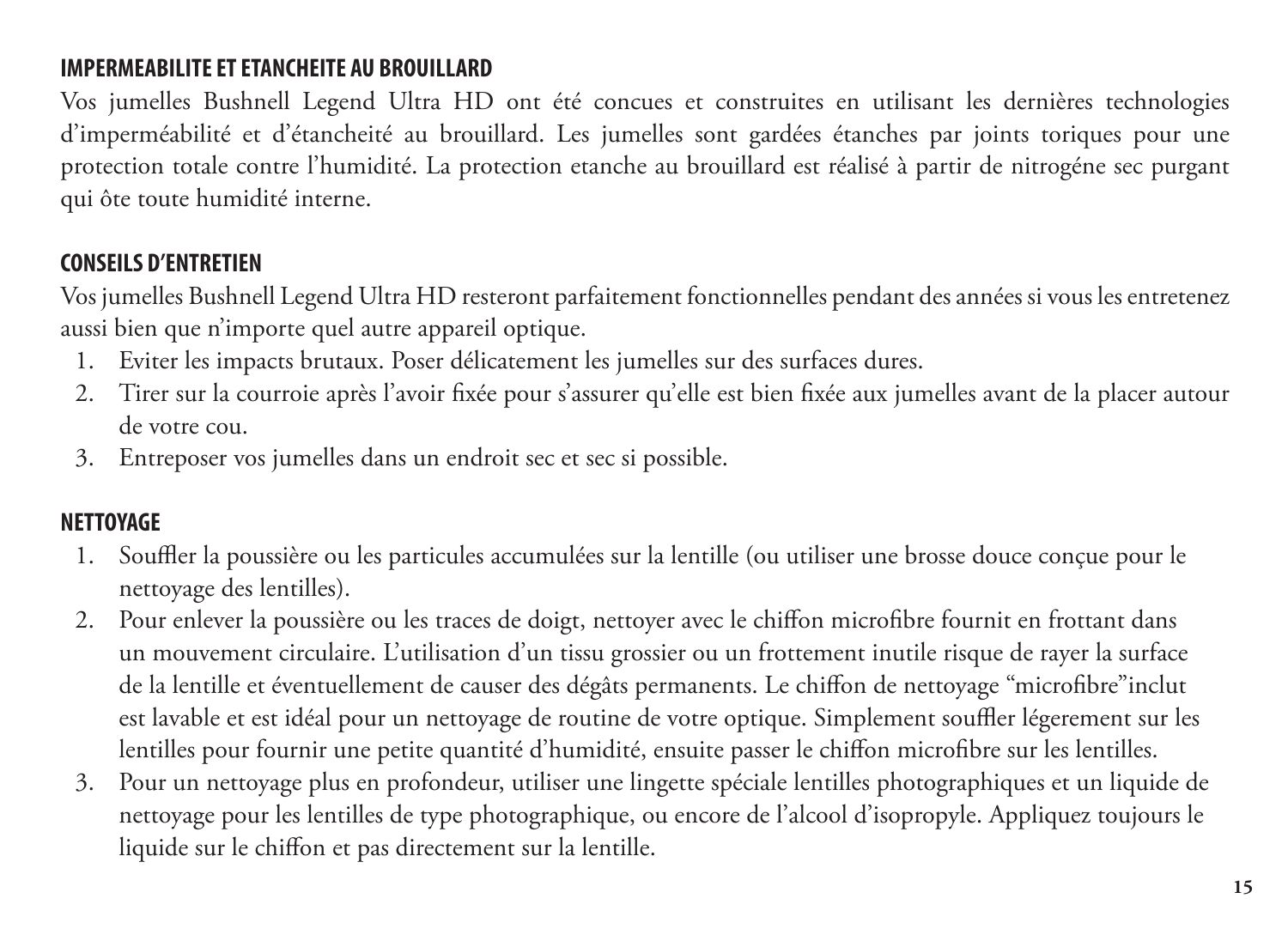## IMPERMEABILITE ET ETANCHEITE AU BROUILLARD

Vos jumelles Bushnell Legend Ultra HD ont été concues et construites en utilisant les dernières technologies d'imperméabilité et d'étancheité au brouillard. Les jumelles sont gardées étanches par joints toriques pour une protection totale contre l'humidité. La protection etanche au brouillard est réalisé à partir de nitrogéne sec purgant qui ôte toute humidité interne.

## CONSEILS D'ENTRETIEN

Vos jumelles Bushnell Legend Ultra HD resteront parfaitement fonctionnelles pendant des années si vous les entretenez aussi bien que n'importe quel autre appareil optique.

1. Eviter les impacts brutaux. Poser délicatement les jumelles sur des surfaces dures.
2. Tirer sur la courroie après l'avoir fixée pour s'assurer qu'elle est bien fixée aux jumelles avant de la placer autour de votre cou.
3. Entreposer vos jumelles dans un endroit sec et sec si possible.

## NETTOYAGE

1. Souffler la poussière ou les particules accumulées sur la lentille (ou utiliser une brosse douce conçue pour le nettoyage des lentilles).
2. Pour enlever la poussière ou les traces de doigt, nettoyer avec le chiffon microfibre fournit en frottant dans un mouvement circulaire. L'utilisation d'un tissu grossier ou un frottement inutile risque de rayer la surface de la lentille et éventuellement de causer des dégâts permanents. Le chiffon de nettoyage "microfibre"inclut est lavable et est idéal pour un nettoyage de routine de votre optique. Simplement souffler légerement sur les lentilles pour fournir une petite quantité d'humidité, ensuite passer le chiffon microfibre sur les lentilles.
3. Pour un nettoyage plus en profondeur, utiliser une lingette spéciale lentilles photographiques et un liquide de nettoyage pour les lentilles de type photographique, ou encore de l'alcool d'isopropyle. Appliquez toujours le liquide sur le chiffon et pas directement sur la lentille.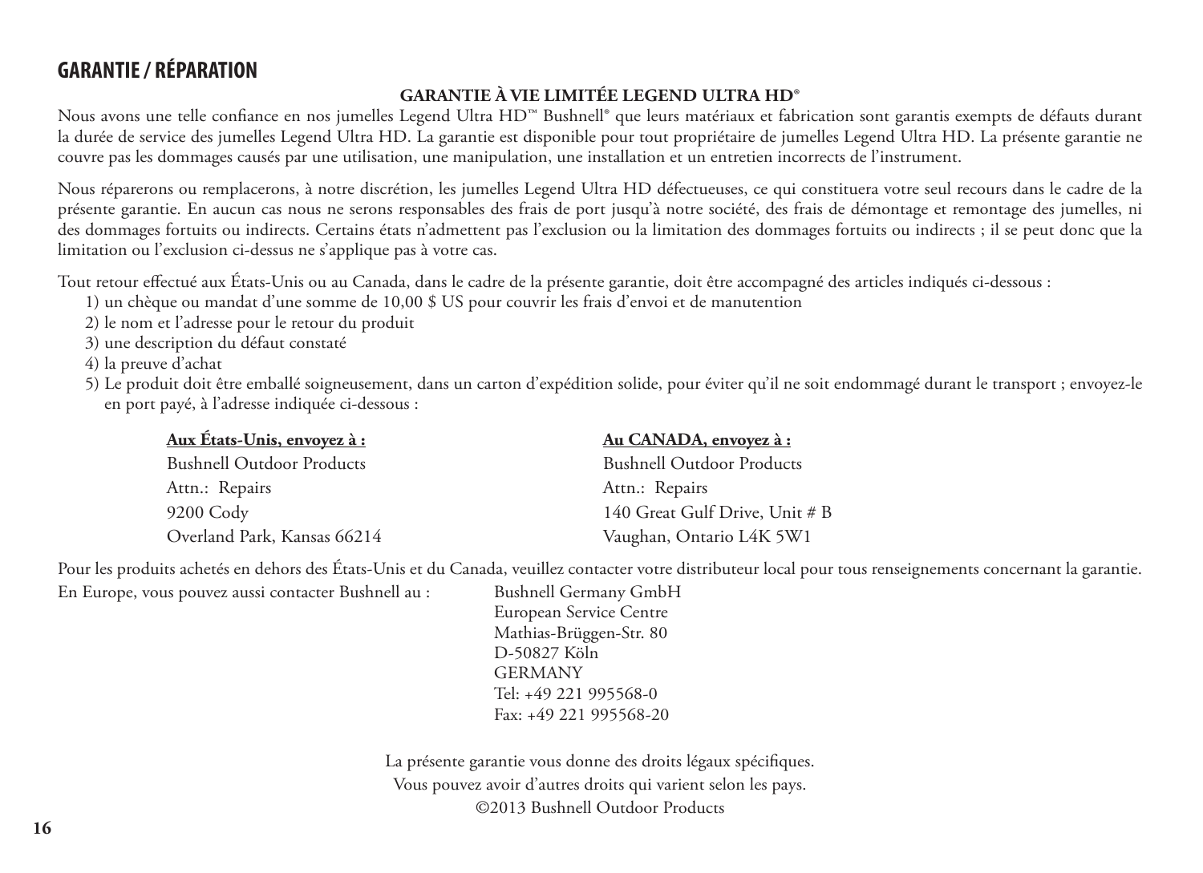## GARANTIE / RÉPARATION

**GARANTIE À VIE LIMITÉE LEGEND ULTRA HD®**

Nous avons une telle confiance en nos jumelles Legend Ultra HD™ Bushnell® que leurs matériaux et fabrication sont garantis exempts de défauts durant la durée de service des jumelles Legend Ultra HD. La garantie est disponible pour tout propriétaire de jumelles Legend Ultra HD. La présente garantie ne couvre pas les dommages causés par une utilisation, une manipulation, une installation et un entretien incorrects de l'instrument.

Nous réparerons ou remplacerons, à notre discrétion, les jumelles Legend Ultra HD défectueuses, ce qui constituera votre seul recours dans le cadre de la présente garantie. En aucun cas nous ne serons responsables des frais de port jusqu'à notre société, des frais de démontage et remontage des jumelles, ni des dommages fortuits ou indirects. Certains états n'admettent pas l'exclusion ou la limitation des dommages fortuits ou indirects ; il se peut donc que la limitation ou l'exclusion ci-dessus ne s'applique pas à votre cas.

Tout retour effectué aux États-Unis ou au Canada, dans le cadre de la présente garantie, doit être accompagné des articles indiqués ci-dessous :

1) un chèque ou mandat d'une somme de 10,00 $ US pour couvrir les frais d'envoi et de manutention
2) le nom et l'adresse pour le retour du produit
3) une description du défaut constaté
4) la preuve d'achat
5) Le produit doit être emballé soigneusement, dans un carton d'expédition solide, pour éviter qu'il ne soit endommagé durant le transport ; envoyez-le en port payé, à l'adresse indiquée ci-dessous :

**Aux États-Unis, envoyez à :**
Bushnell Outdoor Products
Attn.: Repairs
9200 Cody
Overland Park, Kansas 66214

**Au CANADA, envoyez à :**
Bushnell Outdoor Products
Attn.: Repairs
140 Great Gulf Drive, Unit # B
Vaughan, Ontario L4K 5W1

Pour les produits achetés en dehors des États-Unis et du Canada, veuillez contacter votre distributeur local pour tous renseignements concernant la garantie.

En Europe, vous pouvez aussi contacter Bushnell au :

Bushnell Germany GmbH
European Service Centre
Mathias-Brüggen-Str. 80
D-50827 Köln
GERMANY
Tel: +49 221 995568-0
Fax: +49 221 995568-20

La présente garantie vous donne des droits légaux spécifiques.
Vous pouvez avoir d'autres droits qui varient selon les pays.
©2013 Bushnell Outdoor Products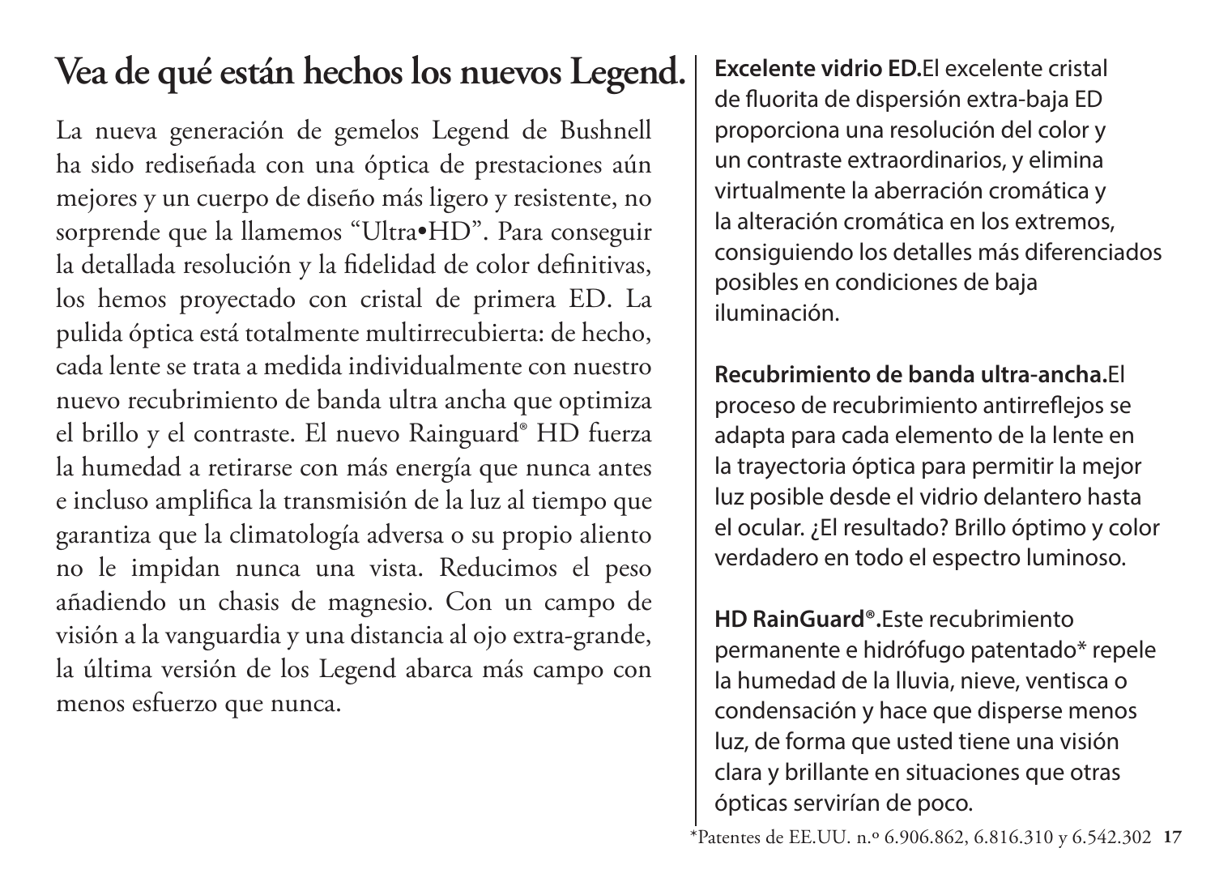# Vea de qué están hechos los nuevos Legend.

La nueva generación de gemelos Legend de Bushnell ha sido rediseñada con una óptica de prestaciones aún mejores y un cuerpo de diseño más ligero y resistente, no sorprende que la llamemos "Ultra•HD". Para conseguir la detallada resolución y la fidelidad de color definitivas, los hemos proyectado con cristal de primera ED. La pulida óptica está totalmente multirrecubierta: de hecho, cada lente se trata a medida individualmente con nuestro nuevo recubrimiento de banda ultra ancha que optimiza el brillo y el contraste. El nuevo Rainguard® HD fuerza la humedad a retirarse con más energía que nunca antes e incluso amplifica la transmisión de la luz al tiempo que garantiza que la climatología adversa o su propio aliento no le impidan nunca una vista. Reducimos el peso añadiendo un chasis de magnesio. Con un campo de visión a la vanguardia y una distancia al ojo extra-grande, la última versión de los Legend abarca más campo con menos esfuerzo que nunca.

**Excelente vidrio ED.** El excelente cristal de fluorita de dispersión extra-baja ED proporciona una resolución del color y un contraste extraordinarios, y elimina virtualmente la aberración cromática y la alteración cromática en los extremos, consiguiendo los detalles más diferenciados posibles en condiciones de baja iluminación.

**Recubrimiento de banda ultra-ancha.** El proceso de recubrimiento antirreflejos se adapta para cada elemento de la lente en la trayectoria óptica para permitir la mejor luz posible desde el vidrio delantero hasta el ocular. ¿El resultado? Brillo óptimo y color verdadero en todo el espectro luminoso.

**HD RainGuard®.** Este recubrimiento permanente e hidrófugo patentado* repele la humedad de la lluvia, nieve, ventisca o condensación y hace que disperse menos luz, de forma que usted tiene una visión clara y brillante en situaciones que otras ópticas servirían de poco.

*Patentes de EE.UU. n.º 6.906.862, 6.816.310 y 6.542.302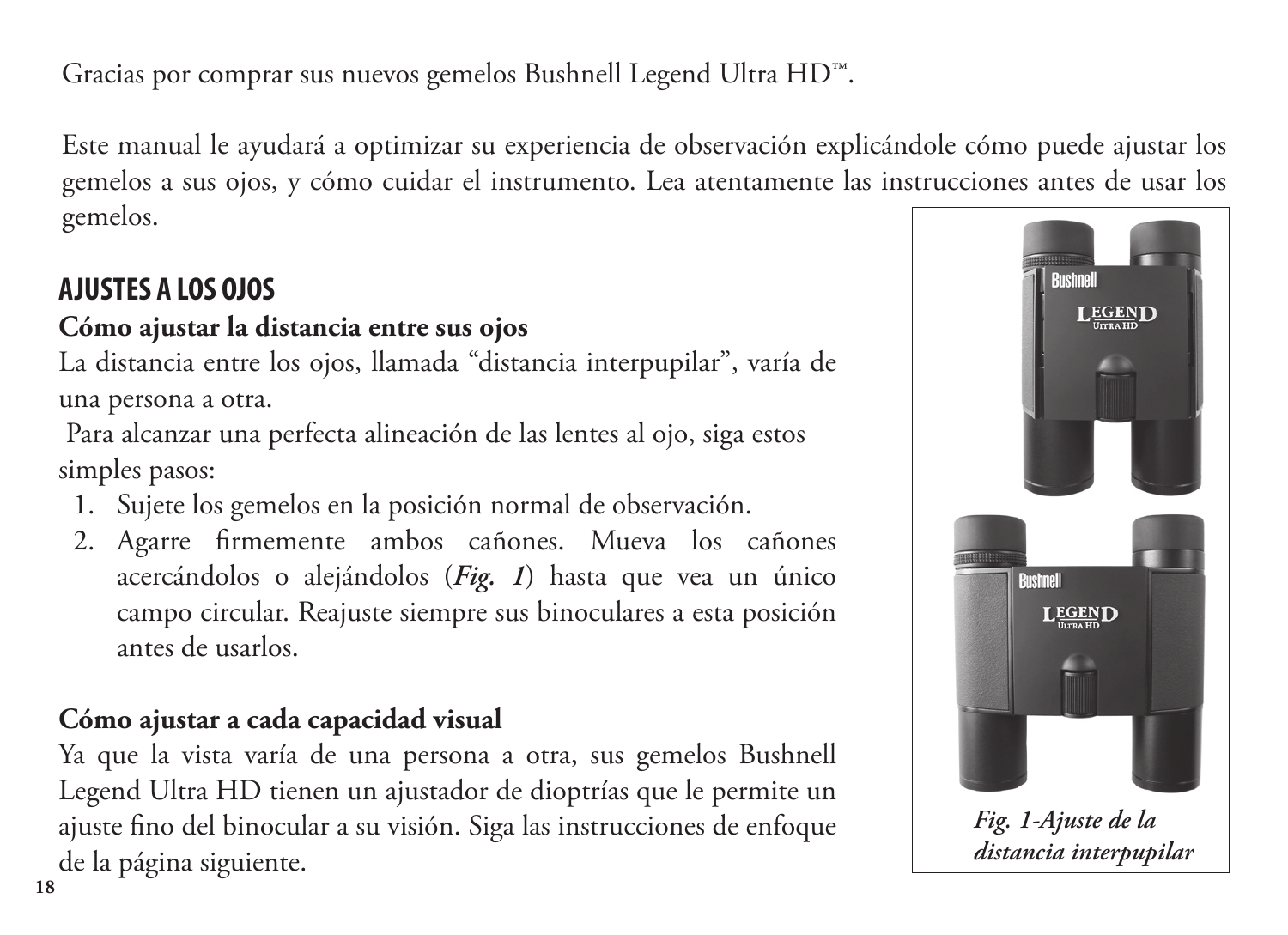Gracias por comprar sus nuevos gemelos Bushnell Legend Ultra HD™.

Este manual le ayudará a optimizar su experiencia de observación explicándole cómo puede ajustar los gemelos a sus ojos, y cómo cuidar el instrumento. Lea atentamente las instrucciones antes de usar los gemelos.

## AJUSTES A LOS OJOS

**Cómo ajustar la distancia entre sus ojos**

La distancia entre los ojos, llamada "distancia interpupilar", varía de una persona a otra.

Para alcanzar una perfecta alineación de las lentes al ojo, siga estos simples pasos:

1. Sujete los gemelos en la posición normal de observación.
2. Agarre firmemente ambos cañones. Mueva los cañones acercándolos o alejándolos (***Fig. 1***) hasta que vea un único campo circular. Reajuste siempre sus binoculares a esta posición antes de usarlos.

*Fig. 1-Ajuste de la distancia interpupilar*

**Cómo ajustar a cada capacidad visual**

Ya que la vista varía de una persona a otra, sus gemelos Bushnell Legend Ultra HD tienen un ajustador de dioptrías que le permite un ajuste fino del binocular a su visión. Siga las instrucciones de enfoque de la página siguiente.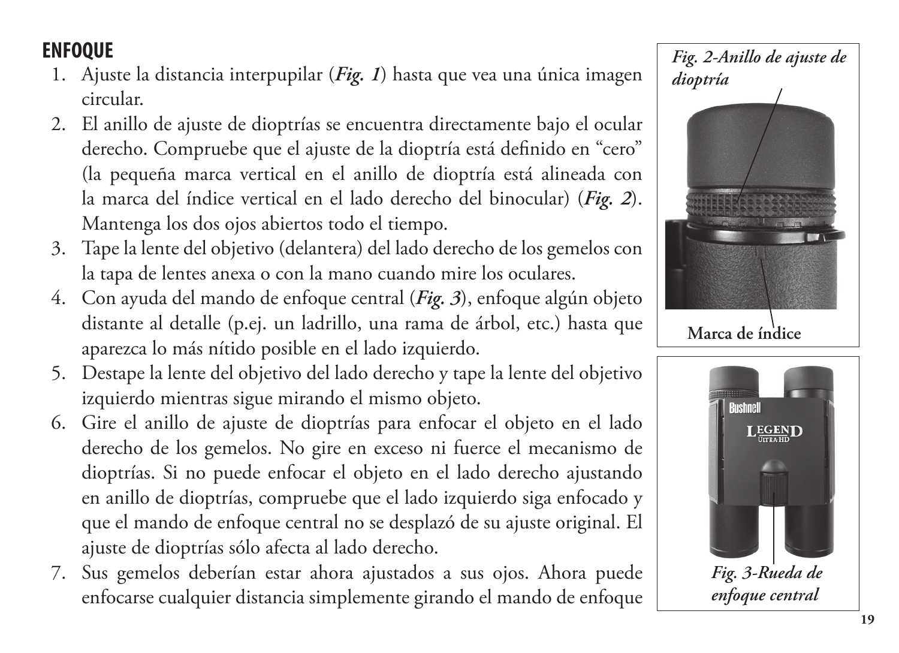## ENFOQUE

1. Ajuste la distancia interpupilar (***Fig. 1***) hasta que vea una única imagen circular.
2. El anillo de ajuste de dioptrías se encuentra directamente bajo el ocular derecho. Compruebe que el ajuste de la dioptría está definido en "cero" (la pequeña marca vertical en el anillo de dioptría está alineada con la marca del índice vertical en el lado derecho del binocular) (***Fig. 2***). Mantenga los dos ojos abiertos todo el tiempo.
3. Tape la lente del objetivo (delantera) del lado derecho de los gemelos con la tapa de lentes anexa o con la mano cuando mire los oculares.
4. Con ayuda del mando de enfoque central (***Fig. 3***), enfoque algún objeto distante al detalle (p.ej. un ladrillo, una rama de árbol, etc.) hasta que aparezca lo más nítido posible en el lado izquierdo.
5. Destape la lente del objetivo del lado derecho y tape la lente del objetivo izquierdo mientras sigue mirando el mismo objeto.
6. Gire el anillo de ajuste de dioptrías para enfocar el objeto en el lado derecho de los gemelos. No gire en exceso ni fuerce el mecanismo de dioptrías. Si no puede enfocar el objeto en el lado derecho ajustando en anillo de dioptrías, compruebe que el lado izquierdo siga enfocado y que el mando de enfoque central no se desplazó de su ajuste original. El ajuste de dioptrías sólo afecta al lado derecho.
7. Sus gemelos deberían estar ahora ajustados a sus ojos. Ahora puede enfocarse cualquier distancia simplemente girando el mando de enfoque

***Fig. 2-Anillo de ajuste de dioptría***

**Marca de índice**

***Fig. 3-Rueda de enfoque central***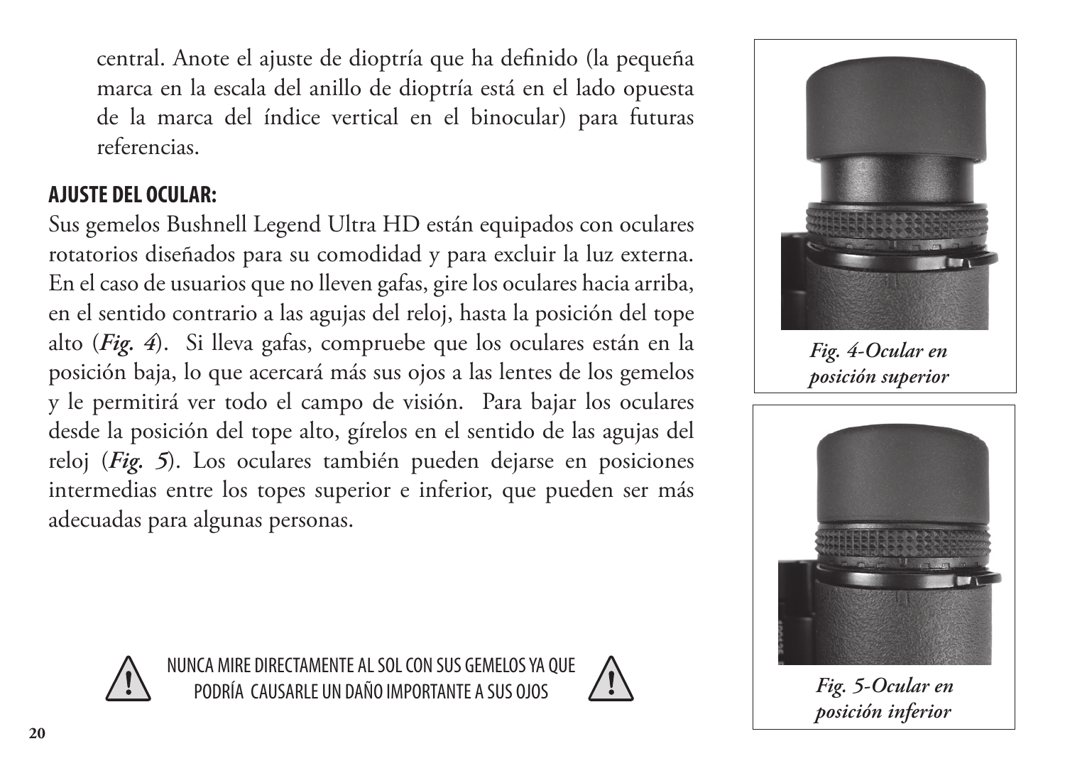central. Anote el ajuste de dioptría que ha definido (la pequeña marca en la escala del anillo de dioptría está en el lado opuesta de la marca del índice vertical en el binocular) para futuras referencias.

## AJUSTE DEL OCULAR:

Sus gemelos Bushnell Legend Ultra HD están equipados con oculares rotatorios diseñados para su comodidad y para excluir la luz externa. En el caso de usuarios que no lleven gafas, gire los oculares hacia arriba, en el sentido contrario a las agujas del reloj, hasta la posición del tope alto (***Fig. 4***). Si lleva gafas, compruebe que los oculares están en la posición baja, lo que acercará más sus ojos a las lentes de los gemelos y le permitirá ver todo el campo de visión. Para bajar los oculares desde la posición del tope alto, gírelos en el sentido de las agujas del reloj (***Fig. 5***). Los oculares también pueden dejarse en posiciones intermedias entre los topes superior e inferior, que pueden ser más adecuadas para algunas personas.

***Fig. 4-Ocular en posición superior***

***Fig. 5-Ocular en posición inferior***

NUNCA MIRE DIRECTAMENTE AL SOL CON SUS GEMELOS YA QUE PODRÍA CAUSARLE UN DAÑO IMPORTANTE A SUS OJOS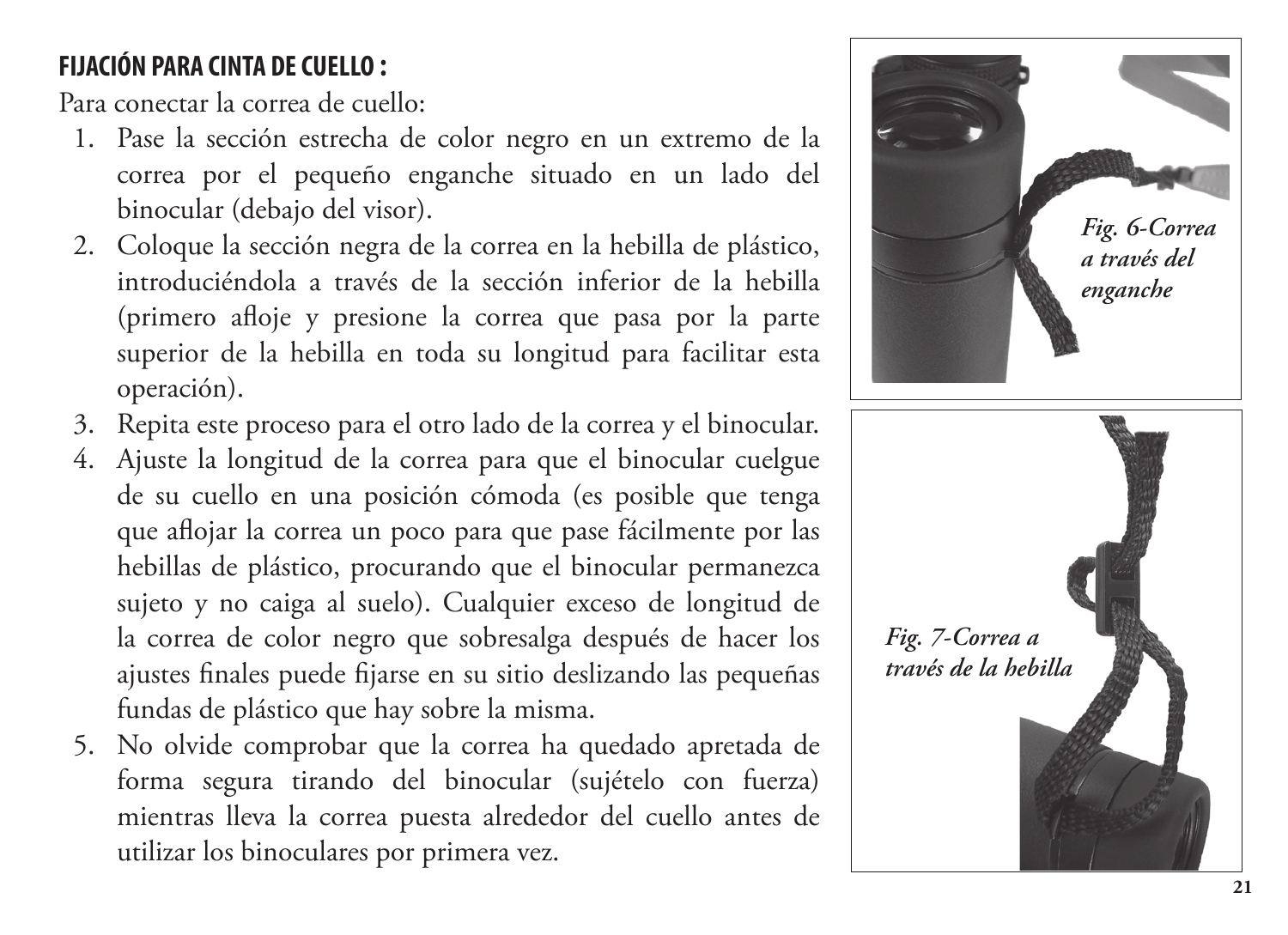## FIJACIÓN PARA CINTA DE CUELLO :

Para conectar la correa de cuello:

1. Pase la sección estrecha de color negro en un extremo de la correa por el pequeño enganche situado en un lado del binocular (debajo del visor).
2. Coloque la sección negra de la correa en la hebilla de plástico, introduciéndola a través de la sección inferior de la hebilla (primero afloje y presione la correa que pasa por la parte superior de la hebilla en toda su longitud para facilitar esta operación).
3. Repita este proceso para el otro lado de la correa y el binocular.
4. Ajuste la longitud de la correa para que el binocular cuelgue de su cuello en una posición cómoda (es posible que tenga que aflojar la correa un poco para que pase fácilmente por las hebillas de plástico, procurando que el binocular permanezca sujeto y no caiga al suelo). Cualquier exceso de longitud de la correa de color negro que sobresalga después de hacer los ajustes finales puede fijarse en su sitio deslizando las pequeñas fundas de plástico que hay sobre la misma.
5. No olvide comprobar que la correa ha quedado apretada de forma segura tirando del binocular (sujételo con fuerza) mientras lleva la correa puesta alrededor del cuello antes de utilizar los binoculares por primera vez.

*Fig. 6-Correa a través del enganche*

*Fig. 7-Correa a través de la hebilla*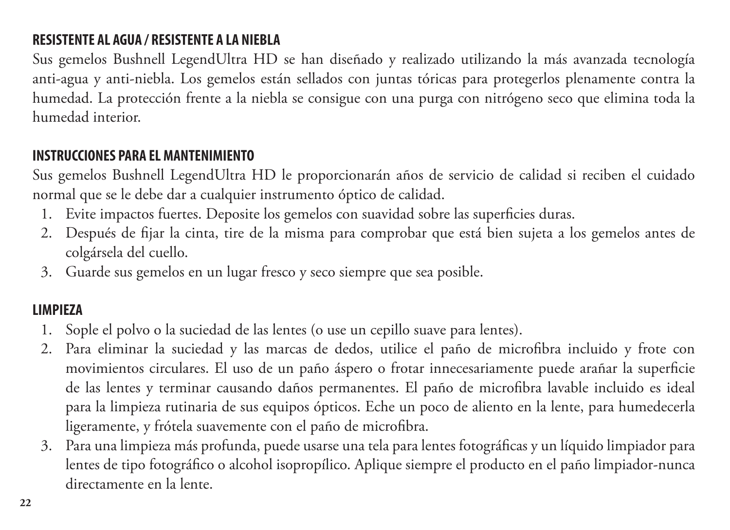## RESISTENTE AL AGUA / RESISTENTE A LA NIEBLA

Sus gemelos Bushnell LegendUltra HD se han diseñado y realizado utilizando la más avanzada tecnología anti-agua y anti-niebla. Los gemelos están sellados con juntas tóricas para protegerlos plenamente contra la humedad. La protección frente a la niebla se consigue con una purga con nitrógeno seco que elimina toda la humedad interior.

## INSTRUCCIONES PARA EL MANTENIMIENTO

Sus gemelos Bushnell LegendUltra HD le proporcionarán años de servicio de calidad si reciben el cuidado normal que se le debe dar a cualquier instrumento óptico de calidad.

1. Evite impactos fuertes. Deposite los gemelos con suavidad sobre las superficies duras.
2. Después de fijar la cinta, tire de la misma para comprobar que está bien sujeta a los gemelos antes de colgársela del cuello.
3. Guarde sus gemelos en un lugar fresco y seco siempre que sea posible.

## LIMPIEZA

1. Sople el polvo o la suciedad de las lentes (o use un cepillo suave para lentes).
2. Para eliminar la suciedad y las marcas de dedos, utilice el paño de microfibra incluido y frote con movimientos circulares. El uso de un paño áspero o frotar innecesariamente puede arañar la superficie de las lentes y terminar causando daños permanentes. El paño de microfibra lavable incluido es ideal para la limpieza rutinaria de sus equipos ópticos. Eche un poco de aliento en la lente, para humedecerla ligeramente, y frótela suavemente con el paño de microfibra.
3. Para una limpieza más profunda, puede usarse una tela para lentes fotográficas y un líquido limpiador para lentes de tipo fotográfico o alcohol isopropílico. Aplique siempre el producto en el paño limpiador-nunca directamente en la lente.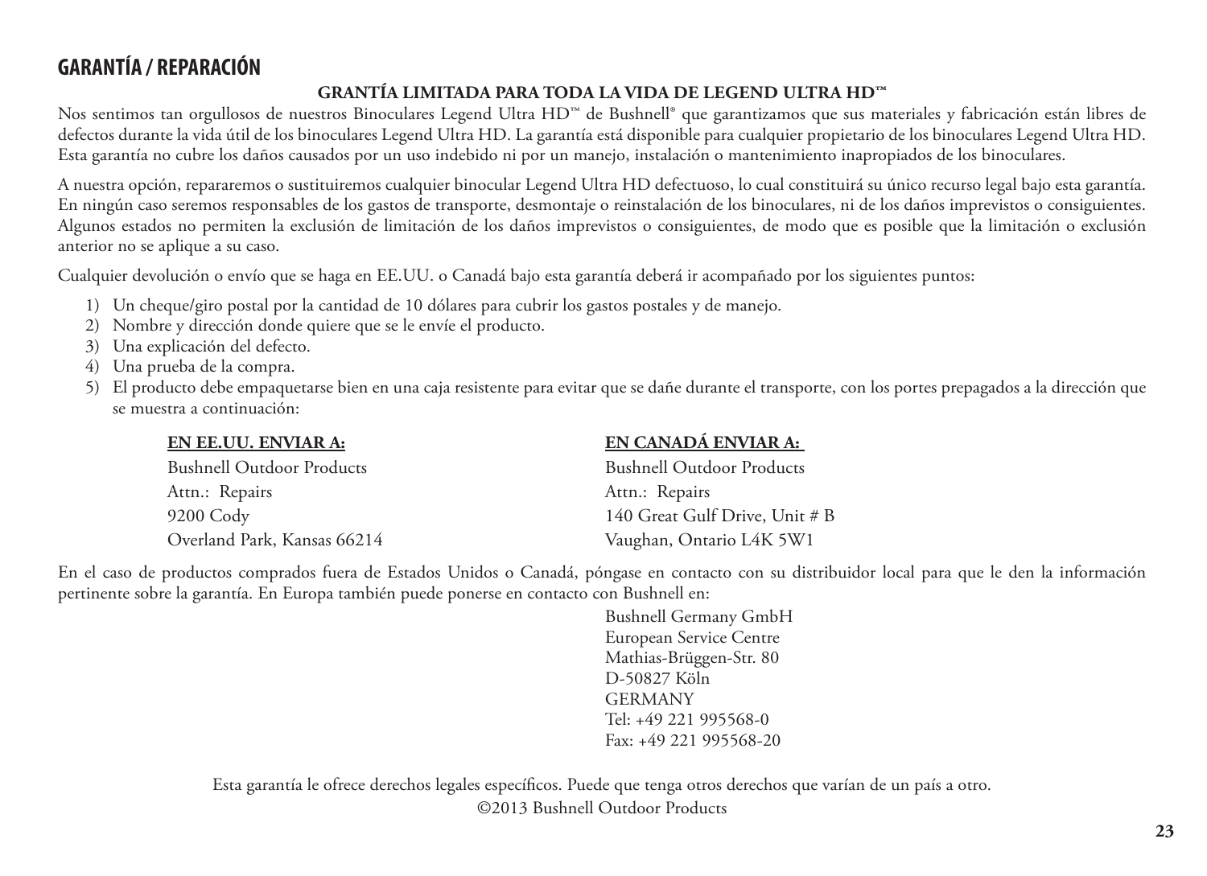## GARANTÍA / REPARACIÓN

**GRANTÍA LIMITADA PARA TODA LA VIDA DE LEGEND ULTRA HD™**

Nos sentimos tan orgullosos de nuestros Binoculares Legend Ultra HD™ de Bushnell® que garantizamos que sus materiales y fabricación están libres de defectos durante la vida útil de los binoculares Legend Ultra HD. La garantía está disponible para cualquier propietario de los binoculares Legend Ultra HD. Esta garantía no cubre los daños causados por un uso indebido ni por un manejo, instalación o mantenimiento inapropiados de los binoculares.

A nuestra opción, repararemos o sustituiremos cualquier binocular Legend Ultra HD defectuoso, lo cual constituirá su único recurso legal bajo esta garantía. En ningún caso seremos responsables de los gastos de transporte, desmontaje o reinstalación de los binoculares, ni de los daños imprevistos o consiguientes. Algunos estados no permiten la exclusión de limitación de los daños imprevistos o consiguientes, de modo que es posible que la limitación o exclusión anterior no se aplique a su caso.

Cualquier devolución o envío que se haga en EE.UU. o Canadá bajo esta garantía deberá ir acompañado por los siguientes puntos:

1) Un cheque/giro postal por la cantidad de 10 dólares para cubrir los gastos postales y de manejo.
2) Nombre y dirección donde quiere que se le envíe el producto.
3) Una explicación del defecto.
4) Una prueba de la compra.
5) El producto debe empaquetarse bien en una caja resistente para evitar que se dañe durante el transporte, con los portes prepagados a la dirección que se muestra a continuación:

**EN EE.UU. ENVIAR A:**
Bushnell Outdoor Products
Attn.: Repairs
9200 Cody
Overland Park, Kansas 66214

**EN CANADÁ ENVIAR A:**
Bushnell Outdoor Products
Attn.: Repairs
140 Great Gulf Drive, Unit # B
Vaughan, Ontario L4K 5W1

En el caso de productos comprados fuera de Estados Unidos o Canadá, póngase en contacto con su distribuidor local para que le den la información pertinente sobre la garantía. En Europa también puede ponerse en contacto con Bushnell en:

Bushnell Germany GmbH
European Service Centre
Mathias-Brüggen-Str. 80
D-50827 Köln
GERMANY
Tel: +49 221 995568-0
Fax: +49 221 995568-20

Esta garantía le ofrece derechos legales específicos. Puede que tenga otros derechos que varían de un país a otro.

©2013 Bushnell Outdoor Products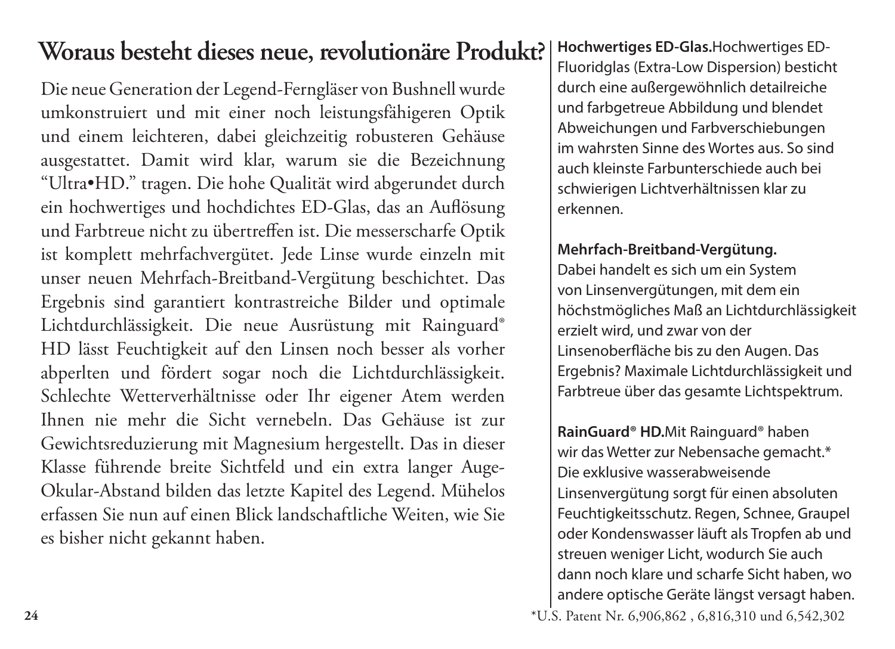# Woraus besteht dieses neue, revolutionäre Produkt?

Die neue Generation der Legend-Ferngläser von Bushnell wurde umkonstruiert und mit einer noch leistungsfähigeren Optik und einem leichteren, dabei gleichzeitig robusteren Gehäuse ausgestattet. Damit wird klar, warum sie die Bezeichnung "Ultra•HD." tragen. Die hohe Qualität wird abgerundet durch ein hochwertiges und hochdichtes ED-Glas, das an Auflösung und Farbtreue nicht zu übertreffen ist. Die messerscharfe Optik ist komplett mehrfachvergütet. Jede Linse wurde einzeln mit unser neuen Mehrfach-Breitband-Vergütung beschichtet. Das Ergebnis sind garantiert kontrastreiche Bilder und optimale Lichtdurchlässigkeit. Die neue Ausrüstung mit Rainguard® HD lässt Feuchtigkeit auf den Linsen noch besser als vorher abperlten und fördert sogar noch die Lichtdurchlässigkeit. Schlechte Wetterverhältnisse oder Ihr eigener Atem werden Ihnen nie mehr die Sicht vernebeln. Das Gehäuse ist zur Gewichtsreduzierung mit Magnesium hergestellt. Das in dieser Klasse führende breite Sichtfeld und ein extra langer Auge-Okular-Abstand bilden das letzte Kapitel des Legend. Mühelos erfassen Sie nun auf einen Blick landschaftliche Weiten, wie Sie es bisher nicht gekannt haben.

**Hochwertiges ED-Glas.** Hochwertiges ED-Fluoridglas (Extra-Low Dispersion) besticht durch eine außergewöhnlich detailreiche und farbgetreue Abbildung und blendet Abweichungen und Farbverschiebungen im wahrsten Sinne des Wortes aus. So sind auch kleinste Farbunterschiede auch bei schwierigen Lichtverhältnissen klar zu erkennen.

**Mehrfach-Breitband-Vergütung.**
Dabei handelt es sich um ein System von Linsenvergütungen, mit dem ein höchstmögliches Maß an Lichtdurchlässigkeit erzielt wird, und zwar von der Linsenoberfläche bis zu den Augen. Das Ergebnis? Maximale Lichtdurchlässigkeit und Farbtreue über das gesamte Lichtspektrum.

**RainGuard® HD.** Mit Rainguard® haben wir das Wetter zur Nebensache gemacht.* Die exklusive wasserabweisende Linsenvergütung sorgt für einen absoluten Feuchtigkeitsschutz. Regen, Schnee, Graupel oder Kondenswasser läuft als Tropfen ab und streuen weniger Licht, wodurch Sie auch dann noch klare und scharfe Sicht haben, wo andere optische Geräte längst versagt haben.

*U.S. Patent Nr. 6,906,862 , 6,816,310 und 6,542,302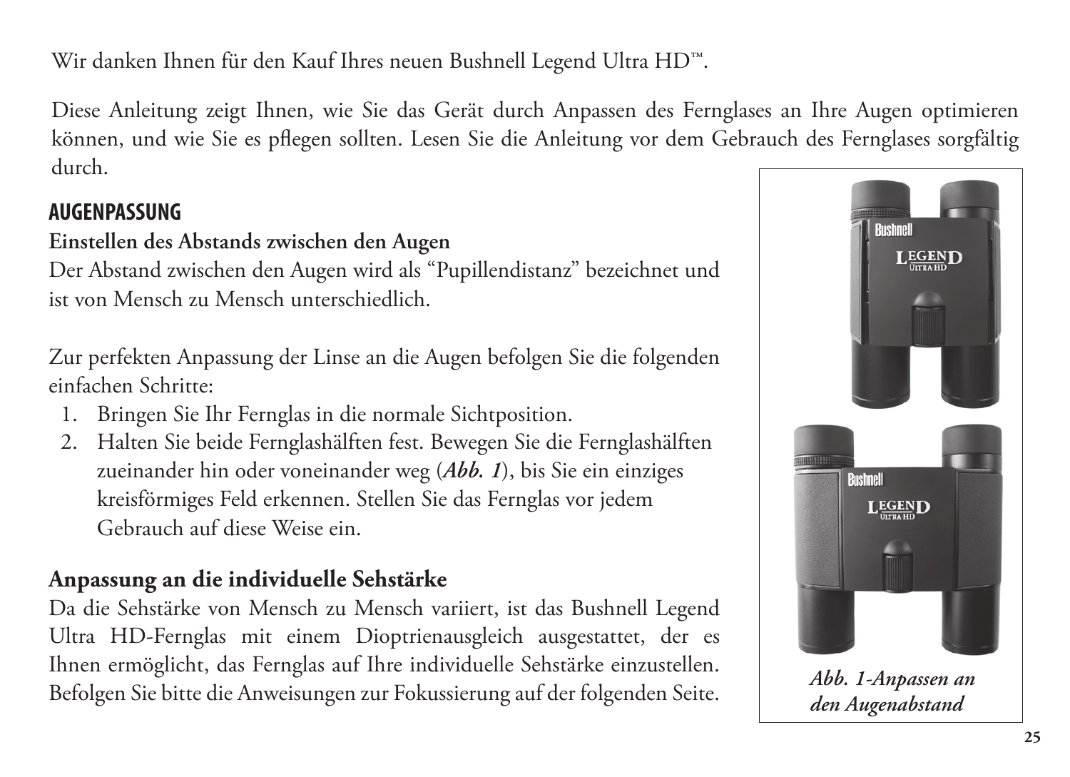Wir danken Ihnen für den Kauf Ihres neuen Bushnell Legend Ultra HD™.

Diese Anleitung zeigt Ihnen, wie Sie das Gerät durch Anpassen des Fernglases an Ihre Augen optimieren können, und wie Sie es pflegen sollten. Lesen Sie die Anleitung vor dem Gebrauch des Fernglases sorgfältig durch.

## AUGENPASSUNG

**Einstellen des Abstands zwischen den Augen**

Der Abstand zwischen den Augen wird als "Pupillendistanz" bezeichnet und ist von Mensch zu Mensch unterschiedlich.

Zur perfekten Anpassung der Linse an die Augen befolgen Sie die folgenden einfachen Schritte:

1. Bringen Sie Ihr Fernglas in die normale Sichtposition.
2. Halten Sie beide Fernglashälften fest. Bewegen Sie die Fernglashälften zueinander hin oder voneinander weg (***Abb. 1***), bis Sie ein einziges kreisförmiges Feld erkennen. Stellen Sie das Fernglas vor jedem Gebrauch auf diese Weise ein.

### Anpassung an die individuelle Sehstärke

Da die Sehstärke von Mensch zu Mensch variiert, ist das Bushnell Legend Ultra HD-Fernglas mit einem Dioptrienausgleich ausgestattet, der es Ihnen ermöglicht, das Fernglas auf Ihre individuelle Sehstärke einzustellen. Befolgen Sie bitte die Anweisungen zur Fokussierung auf der folgenden Seite.

***Abb. 1-Anpassen an den Augenabstand***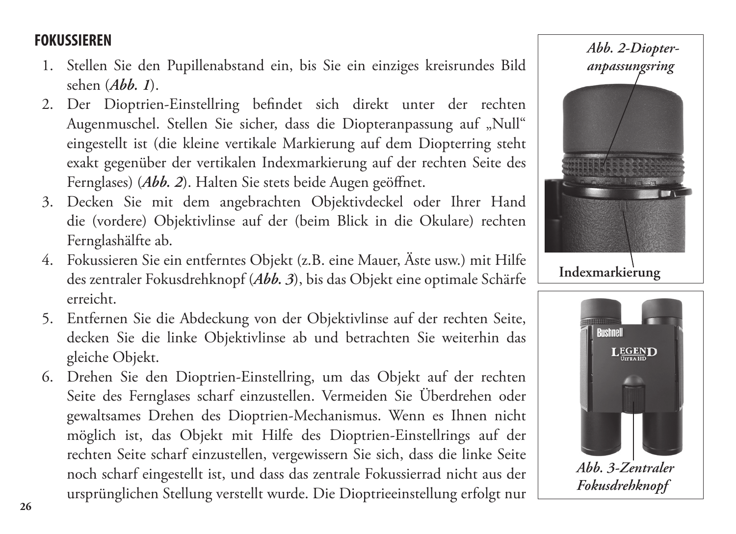## FOKUSSIEREN

1. Stellen Sie den Pupillenabstand ein, bis Sie ein einziges kreisrundes Bild sehen (***Abb. 1***).
2. Der Dioptrien-Einstellring befindet sich direkt unter der rechten Augenmuschel. Stellen Sie sicher, dass die Diopteranpassung auf „Null“ eingestellt ist (die kleine vertikale Markierung auf dem Diopterring steht exakt gegenüber der vertikalen Indexmarkierung auf der rechten Seite des Fernglases) (***Abb. 2***). Halten Sie stets beide Augen geöffnet.
3. Decken Sie mit dem angebrachten Objektivdeckel oder Ihrer Hand die (vordere) Objektivlinse auf der (beim Blick in die Okulare) rechten Fernglashälfte ab.
4. Fokussieren Sie ein entferntes Objekt (z.B. eine Mauer, Äste usw.) mit Hilfe des zentraler Fokusdrehknopf (***Abb. 3***), bis das Objekt eine optimale Schärfe erreicht.
5. Entfernen Sie die Abdeckung von der Objektivlinse auf der rechten Seite, decken Sie die linke Objektivlinse ab und betrachten Sie weiterhin das gleiche Objekt.
6. Drehen Sie den Dioptrien-Einstellring, um das Objekt auf der rechten Seite des Fernglases scharf einzustellen. Vermeiden Sie Überdrehen oder gewaltsames Drehen des Dioptrien-Mechanismus. Wenn es Ihnen nicht möglich ist, das Objekt mit Hilfe des Dioptrien-Einstellrings auf der rechten Seite scharf einzustellen, vergewissern Sie sich, dass die linke Seite noch scharf eingestellt ist, und dass das zentrale Fokussierrad nicht aus der ursprünglichen Stellung verstellt wurde. Die Dioptrieeinstellung erfolgt nur

***Abb. 2-Diopteranpassungsring***

**Indexmarkierung**

***Abb. 3-Zentraler Fokusdrehknopf***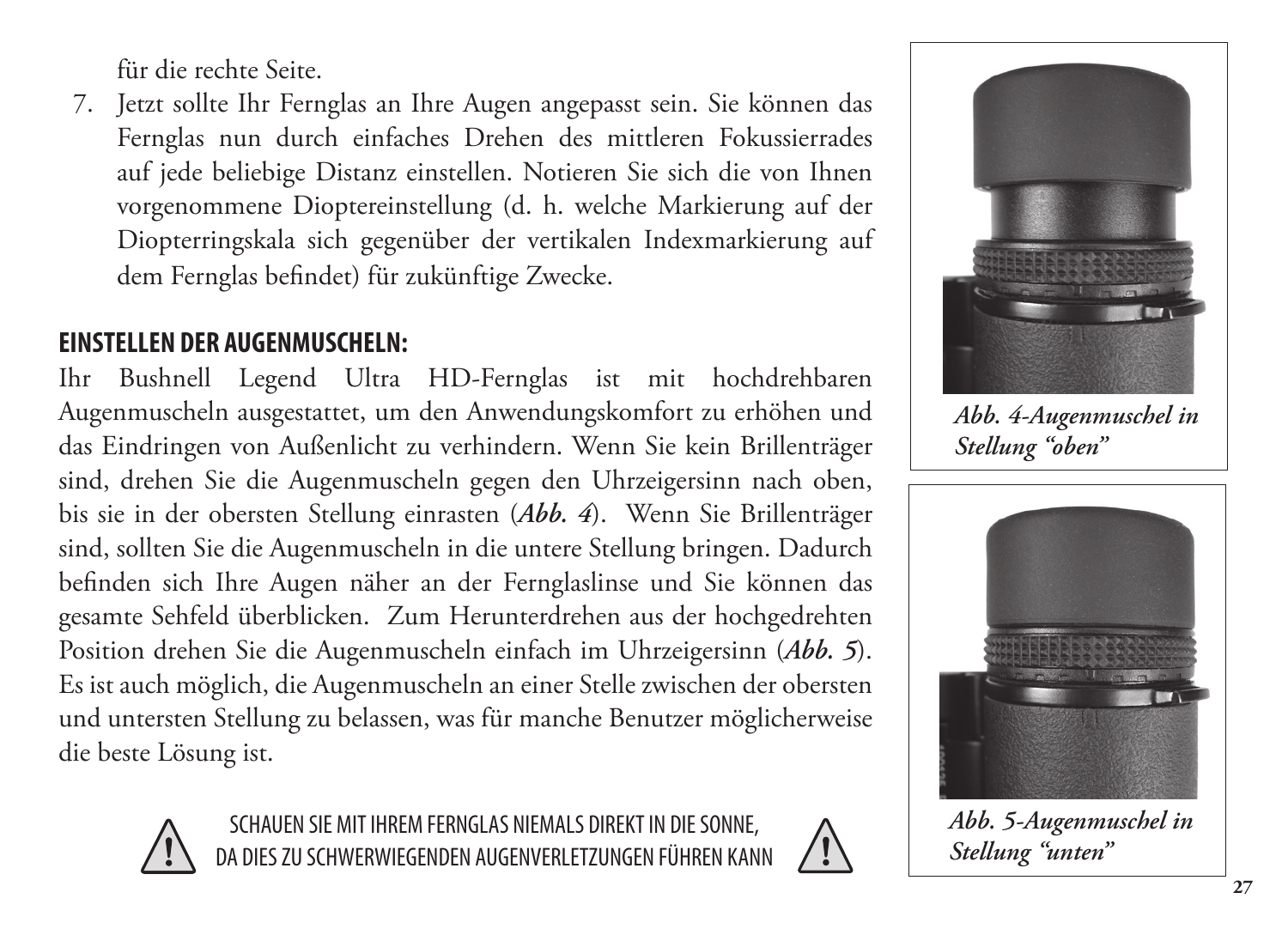für die rechte Seite.

7. Jetzt sollte Ihr Fernglas an Ihre Augen angepasst sein. Sie können das Fernglas nun durch einfaches Drehen des mittleren Fokussierrades auf jede beliebige Distanz einstellen. Notieren Sie sich die von Ihnen vorgenommene Dioptereinstellung (d. h. welche Markierung auf der Diopterringskala sich gegenüber der vertikalen Indexmarkierung auf dem Fernglas befindet) für zukünftige Zwecke.

## EINSTELLEN DER AUGENMUSCHELN:

Ihr Bushnell Legend Ultra HD-Fernglas ist mit hochdrehbaren Augenmuscheln ausgestattet, um den Anwendungskomfort zu erhöhen und das Eindringen von Außenlicht zu verhindern. Wenn Sie kein Brillenträger sind, drehen Sie die Augenmuscheln gegen den Uhrzeigersinn nach oben, bis sie in der obersten Stellung einrasten (***Abb. 4***). Wenn Sie Brillenträger sind, sollten Sie die Augenmuscheln in die untere Stellung bringen. Dadurch befinden sich Ihre Augen näher an der Fernglaslinse und Sie können das gesamte Sehfeld überblicken. Zum Herunterdrehen aus der hochgedrehten Position drehen Sie die Augenmuscheln einfach im Uhrzeigersinn (***Abb. 5***). Es ist auch möglich, die Augenmuscheln an einer Stelle zwischen der obersten und untersten Stellung zu belassen, was für manche Benutzer möglicherweise die beste Lösung ist.

***Abb. 4-Augenmuschel in Stellung "oben"***

***Abb. 5-Augenmuschel in Stellung "unten"***

SCHAUEN SIE MIT IHREM FERNGLAS NIEMALS DIREKT IN DIE SONNE, DA DIES ZU SCHWERWIEGENDEN AUGENVERLETZUNGEN FÜHREN KANN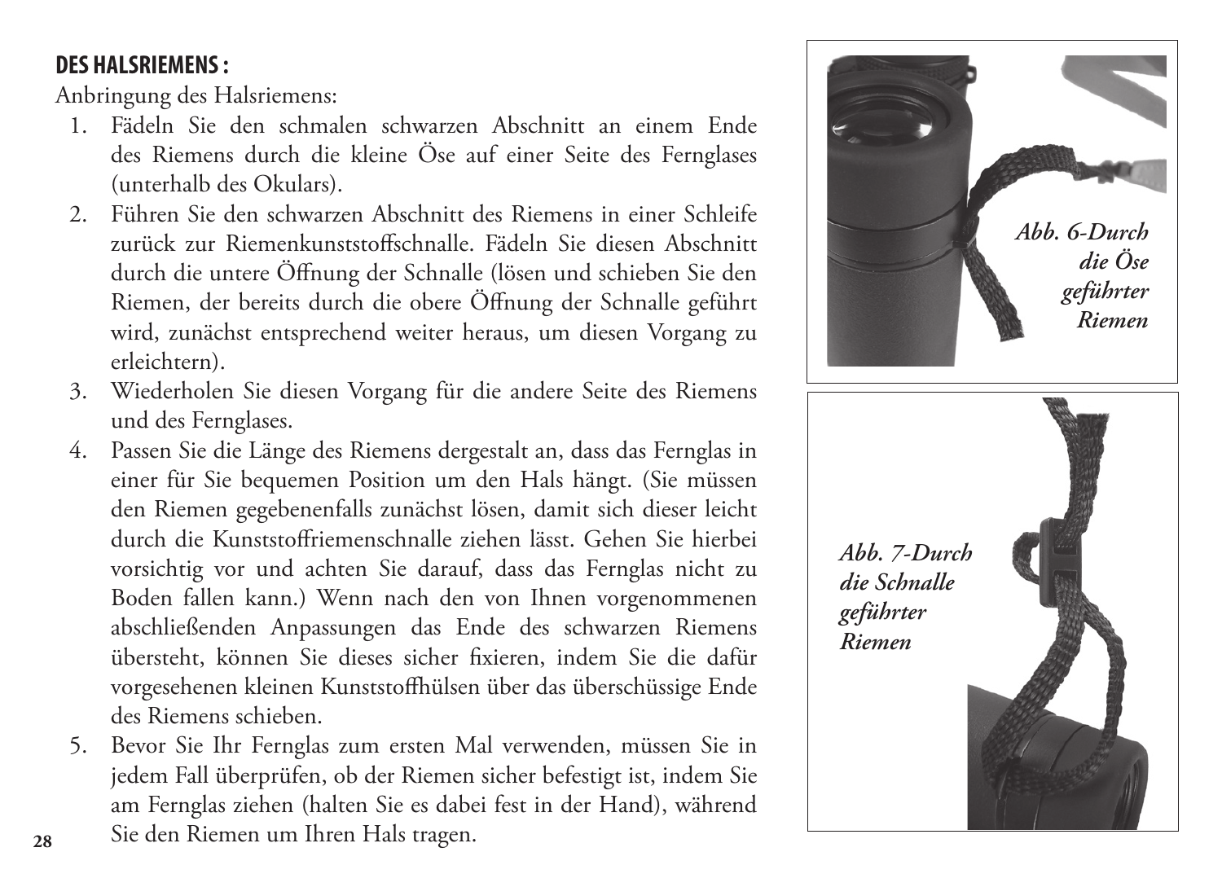## DES HALSRIEMENS :

Anbringung des Halsriemens:

1. Fädeln Sie den schmalen schwarzen Abschnitt an einem Ende des Riemens durch die kleine Öse auf einer Seite des Fernglases (unterhalb des Okulars).
2. Führen Sie den schwarzen Abschnitt des Riemens in einer Schleife zurück zur Riemenkunststoffschnalle. Fädeln Sie diesen Abschnitt durch die untere Öffnung der Schnalle (lösen und schieben Sie den Riemen, der bereits durch die obere Öffnung der Schnalle geführt wird, zunächst entsprechend weiter heraus, um diesen Vorgang zu erleichtern).
3. Wiederholen Sie diesen Vorgang für die andere Seite des Riemens und des Fernglases.
4. Passen Sie die Länge des Riemens dergestalt an, dass das Fernglas in einer für Sie bequemen Position um den Hals hängt. (Sie müssen den Riemen gegebenenfalls zunächst lösen, damit sich dieser leicht durch die Kunststoffriemenschnalle ziehen lässt. Gehen Sie hierbei vorsichtig vor und achten Sie darauf, dass das Fernglas nicht zu Boden fallen kann.) Wenn nach den von Ihnen vorgenommenen abschließenden Anpassungen das Ende des schwarzen Riemens übersteht, können Sie dieses sicher fixieren, indem Sie die dafür vorgesehenen kleinen Kunststoffhülsen über das überschüssige Ende des Riemens schieben.
5. Bevor Sie Ihr Fernglas zum ersten Mal verwenden, müssen Sie in jedem Fall überprüfen, ob der Riemen sicher befestigt ist, indem Sie am Fernglas ziehen (halten Sie es dabei fest in der Hand), während Sie den Riemen um Ihren Hals tragen.

*Abb. 6-Durch die Öse geführter Riemen*

*Abb. 7-Durch die Schnalle geführter Riemen*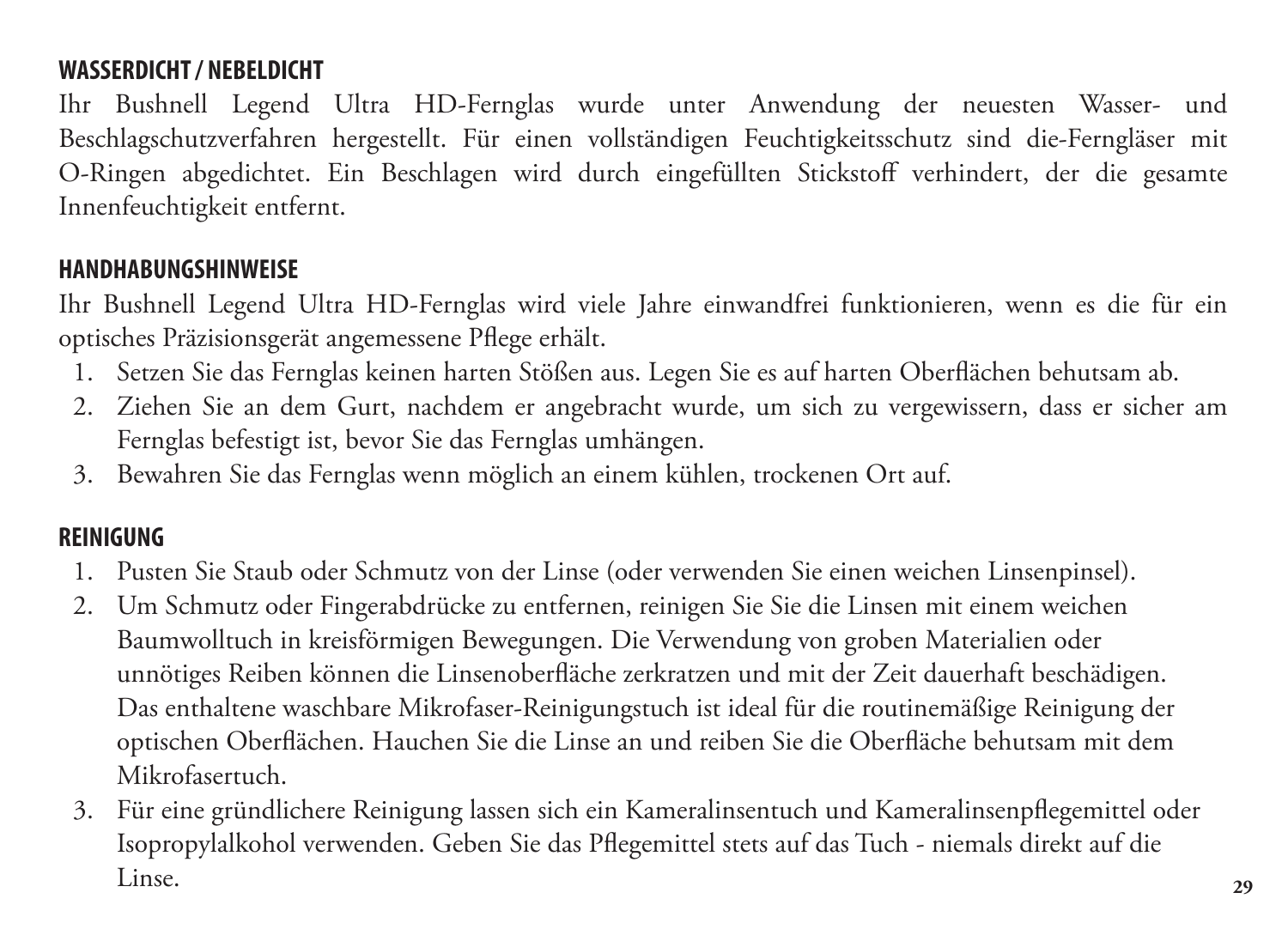## WASSERDICHT / NEBELDICHT

Ihr Bushnell Legend Ultra HD-Fernglas wurde unter Anwendung der neuesten Wasser- und Beschlagschutzverfahren hergestellt. Für einen vollständigen Feuchtigkeitsschutz sind die-Ferngläser mit O-Ringen abgedichtet. Ein Beschlagen wird durch eingefüllten Stickstoff verhindert, der die gesamte Innenfeuchtigkeit entfernt.

## HANDHABUNGSHINWEISE

Ihr Bushnell Legend Ultra HD-Fernglas wird viele Jahre einwandfrei funktionieren, wenn es die für ein optisches Präzisionsgerät angemessene Pflege erhält.

1. Setzen Sie das Fernglas keinen harten Stößen aus. Legen Sie es auf harten Oberflächen behutsam ab.
2. Ziehen Sie an dem Gurt, nachdem er angebracht wurde, um sich zu vergewissern, dass er sicher am Fernglas befestigt ist, bevor Sie das Fernglas umhängen.
3. Bewahren Sie das Fernglas wenn möglich an einem kühlen, trockenen Ort auf.

## REINIGUNG

1. Pusten Sie Staub oder Schmutz von der Linse (oder verwenden Sie einen weichen Linsenpinsel).
2. Um Schmutz oder Fingerabdrücke zu entfernen, reinigen Sie Sie die Linsen mit einem weichen Baumwolltuch in kreisförmigen Bewegungen. Die Verwendung von groben Materialien oder unnötiges Reiben können die Linsenoberfläche zerkratzen und mit der Zeit dauerhaft beschädigen. Das enthaltene waschbare Mikrofaser-Reinigungstuch ist ideal für die routinemäßige Reinigung der optischen Oberflächen. Hauchen Sie die Linse an und reiben Sie die Oberfläche behutsam mit dem Mikrofasertuch.
3. Für eine gründlichere Reinigung lassen sich ein Kameralinsentuch und Kameralinsenpflegemittel oder Isopropylalkohol verwenden. Geben Sie das Pflegemittel stets auf das Tuch - niemals direkt auf die Linse.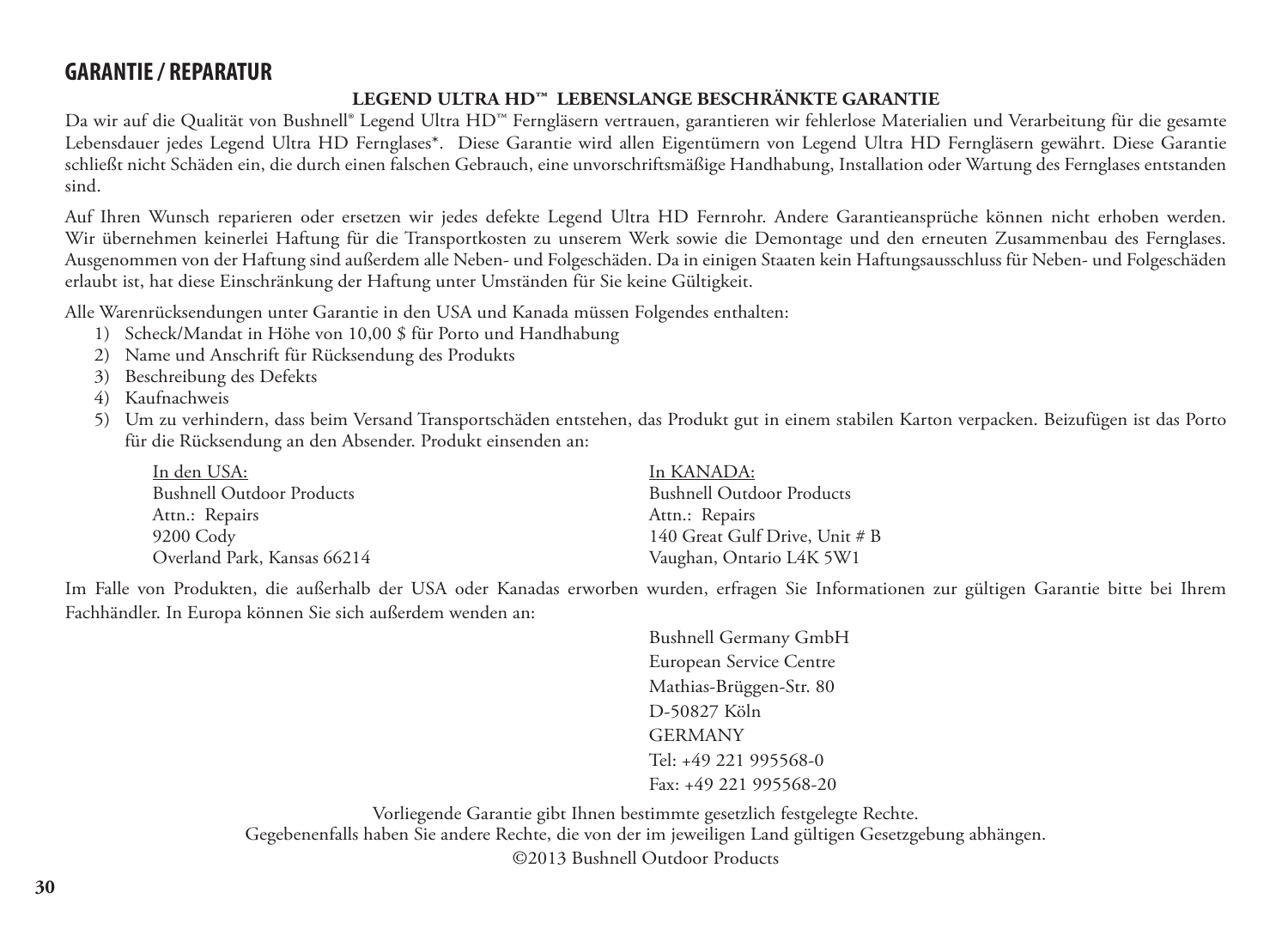## GARANTIE / REPARATUR

**LEGEND ULTRA HD™ LEBENSLANGE BESCHRÄNKTE GARANTIE**

Da wir auf die Qualität von Bushnell® Legend Ultra HD™ Ferngläsern vertrauen, garantieren wir fehlerlose Materialien und Verarbeitung für die gesamte Lebensdauer jedes Legend Ultra HD Fernglases*. Diese Garantie wird allen Eigentümern von Legend Ultra HD Ferngläsern gewährt. Diese Garantie schließt nicht Schäden ein, die durch einen falschen Gebrauch, eine unvorschriftsmäßige Handhabung, Installation oder Wartung des Fernglases entstanden sind.

Auf Ihren Wunsch reparieren oder ersetzen wir jedes defekte Legend Ultra HD Fernrohr. Andere Garantieansprüche können nicht erhoben werden. Wir übernehmen keinerlei Haftung für die Transportkosten zu unserem Werk sowie die Demontage und den erneuten Zusammenbau des Fernglases. Ausgenommen von der Haftung sind außerdem alle Neben- und Folgeschäden. Da in einigen Staaten kein Haftungsausschluss für Neben- und Folgeschäden erlaubt ist, hat diese Einschränkung der Haftung unter Umständen für Sie keine Gültigkeit.

Alle Warenrücksendungen unter Garantie in den USA und Kanada müssen Folgendes enthalten:

1) Scheck/Mandat in Höhe von 10,00 $ für Porto und Handhabung
2) Name und Anschrift für Rücksendung des Produkts
3) Beschreibung des Defekts
4) Kaufnachweis
5) Um zu verhindern, dass beim Versand Transportschäden entstehen, das Produkt gut in einem stabilen Karton verpacken. Beizufügen ist das Porto für die Rücksendung an den Absender. Produkt einsenden an:

<u>In den USA:</u>
Bushnell Outdoor Products
Attn.: Repairs
9200 Cody
Overland Park, Kansas 66214

<u>In KANADA:</u>
Bushnell Outdoor Products
Attn.: Repairs
140 Great Gulf Drive, Unit # B
Vaughan, Ontario L4K 5W1

Im Falle von Produkten, die außerhalb der USA oder Kanadas erworben wurden, erfragen Sie Informationen zur gültigen Garantie bitte bei Ihrem Fachhändler. In Europa können Sie sich außerdem wenden an:

Bushnell Germany GmbH
European Service Centre
Mathias-Brüggen-Str. 80
D-50827 Köln
GERMANY
Tel: +49 221 995568-0
Fax: +49 221 995568-20

Vorliegende Garantie gibt Ihnen bestimmte gesetzlich festgelegte Rechte.
Gegebenenfalls haben Sie andere Rechte, die von der im jeweiligen Land gültigen Gesetzgebung abhängen.
©2013 Bushnell Outdoor Products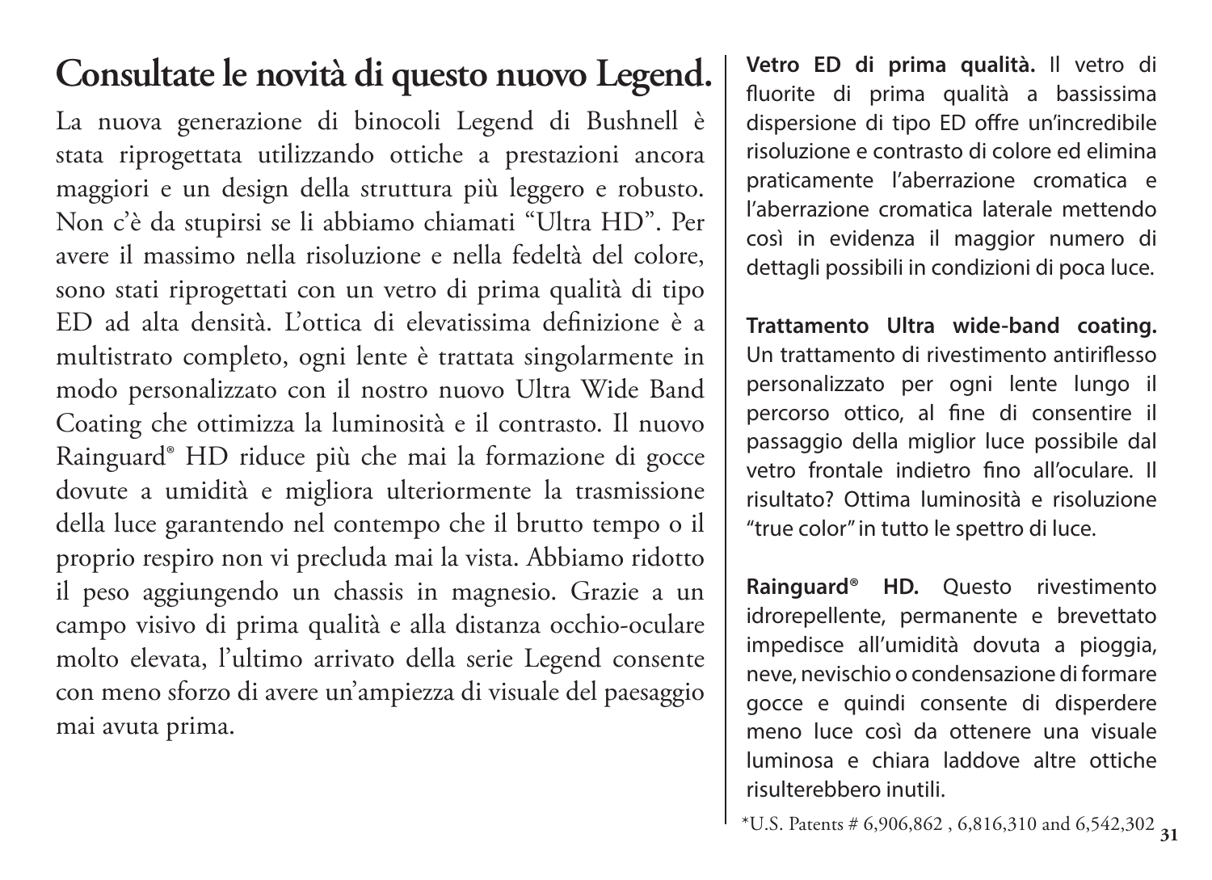# Consultate le novità di questo nuovo Legend.

La nuova generazione di binocoli Legend di Bushnell è stata riprogettata utilizzando ottiche a prestazioni ancora maggiori e un design della struttura più leggero e robusto. Non c'è da stupirsi se li abbiamo chiamati "Ultra HD". Per avere il massimo nella risoluzione e nella fedeltà del colore, sono stati riprogettati con un vetro di prima qualità di tipo ED ad alta densità. L'ottica di elevatissima definizione è a multistrato completo, ogni lente è trattata singolarmente in modo personalizzato con il nostro nuovo Ultra Wide Band Coating che ottimizza la luminosità e il contrasto. Il nuovo Rainguard® HD riduce più che mai la formazione di gocce dovute a umidità e migliora ulteriormente la trasmissione della luce garantendo nel contempo che il brutto tempo o il proprio respiro non vi precluda mai la vista. Abbiamo ridotto il peso aggiungendo un chassis in magnesio. Grazie a un campo visivo di prima qualità e alla distanza occhio-oculare molto elevata, l'ultimo arrivato della serie Legend consente con meno sforzo di avere un'ampiezza di visuale del paesaggio mai avuta prima.

**Vetro ED di prima qualità.** Il vetro di fluorite di prima qualità a bassissima dispersione di tipo ED offre un'incredibile risoluzione e contrasto di colore ed elimina praticamente l'aberrazione cromatica e l'aberrazione cromatica laterale mettendo così in evidenza il maggior numero di dettagli possibili in condizioni di poca luce.

**Trattamento Ultra wide-band coating.** Un trattamento di rivestimento antiriflesso personalizzato per ogni lente lungo il percorso ottico, al fine di consentire il passaggio della miglior luce possibile dal vetro frontale indietro fino all'oculare. Il risultato? Ottima luminosità e risoluzione "true color" in tutto le spettro di luce.

**Rainguard® HD.** Questo rivestimento idrorepellente, permanente e brevettato impedisce all'umidità dovuta a pioggia, neve, nevischio o condensazione di formare gocce e quindi consente di disperdere meno luce così da ottenere una visuale luminosa e chiara laddove altre ottiche risulterebbero inutili.

*U.S. Patents # 6,906,862 , 6,816,310 and 6,542,302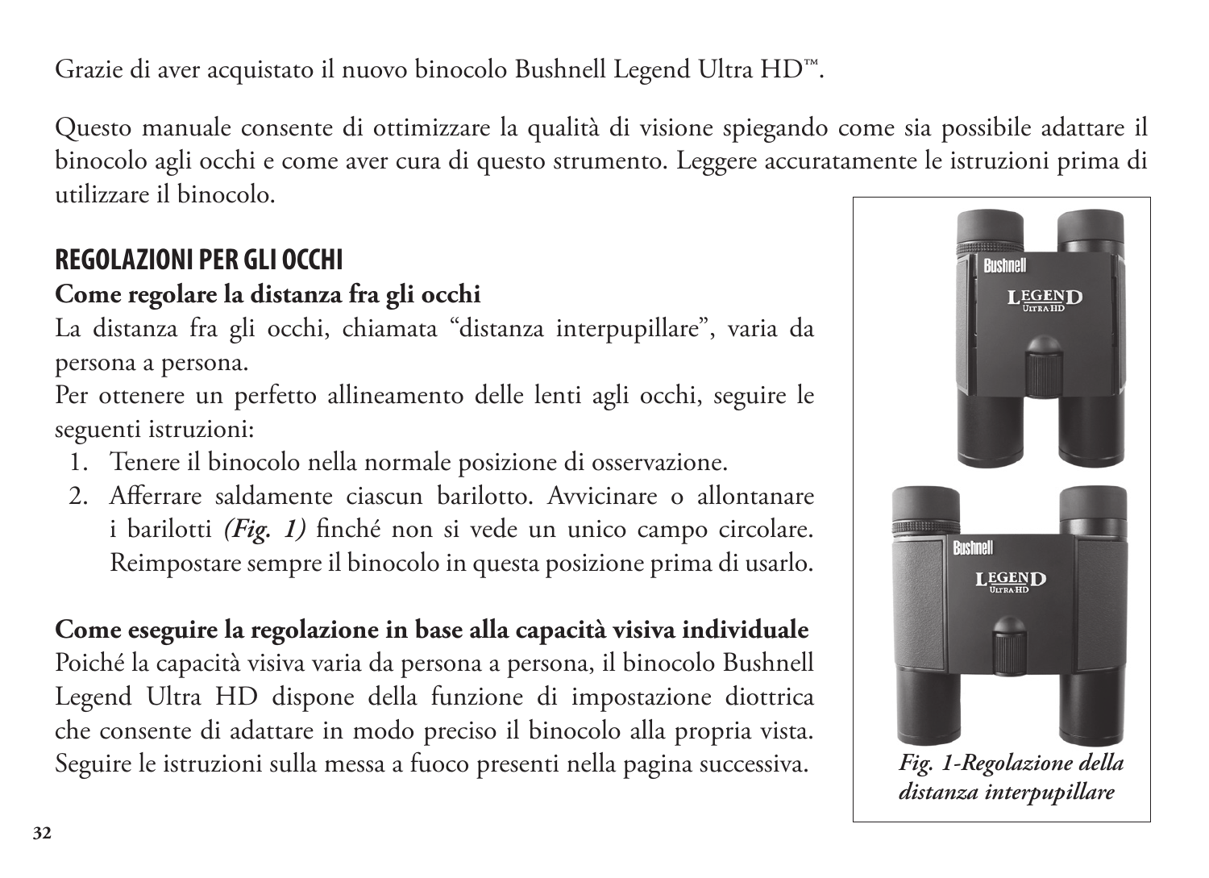Grazie di aver acquistato il nuovo binocolo Bushnell Legend Ultra HD™.

Questo manuale consente di ottimizzare la qualità di visione spiegando come sia possibile adattare il binocolo agli occhi e come aver cura di questo strumento. Leggere accuratamente le istruzioni prima di utilizzare il binocolo.

## REGOLAZIONI PER GLI OCCHI

### Come regolare la distanza fra gli occhi

La distanza fra gli occhi, chiamata "distanza interpupillare", varia da persona a persona.

Per ottenere un perfetto allineamento delle lenti agli occhi, seguire le seguenti istruzioni:

1. Tenere il binocolo nella normale posizione di osservazione.
2. Afferrare saldamente ciascun barilotto. Avvicinare o allontanare i barilotti *(Fig. 1)* finché non si vede un unico campo circolare. Reimpostare sempre il binocolo in questa posizione prima di usarlo.

### Come eseguire la regolazione in base alla capacità visiva individuale

Poiché la capacità visiva varia da persona a persona, il binocolo Bushnell Legend Ultra HD dispone della funzione di impostazione diottrica che consente di adattare in modo preciso il binocolo alla propria vista. Seguire le istruzioni sulla messa a fuoco presenti nella pagina successiva.

*Fig. 1-Regolazione della distanza interpupillare*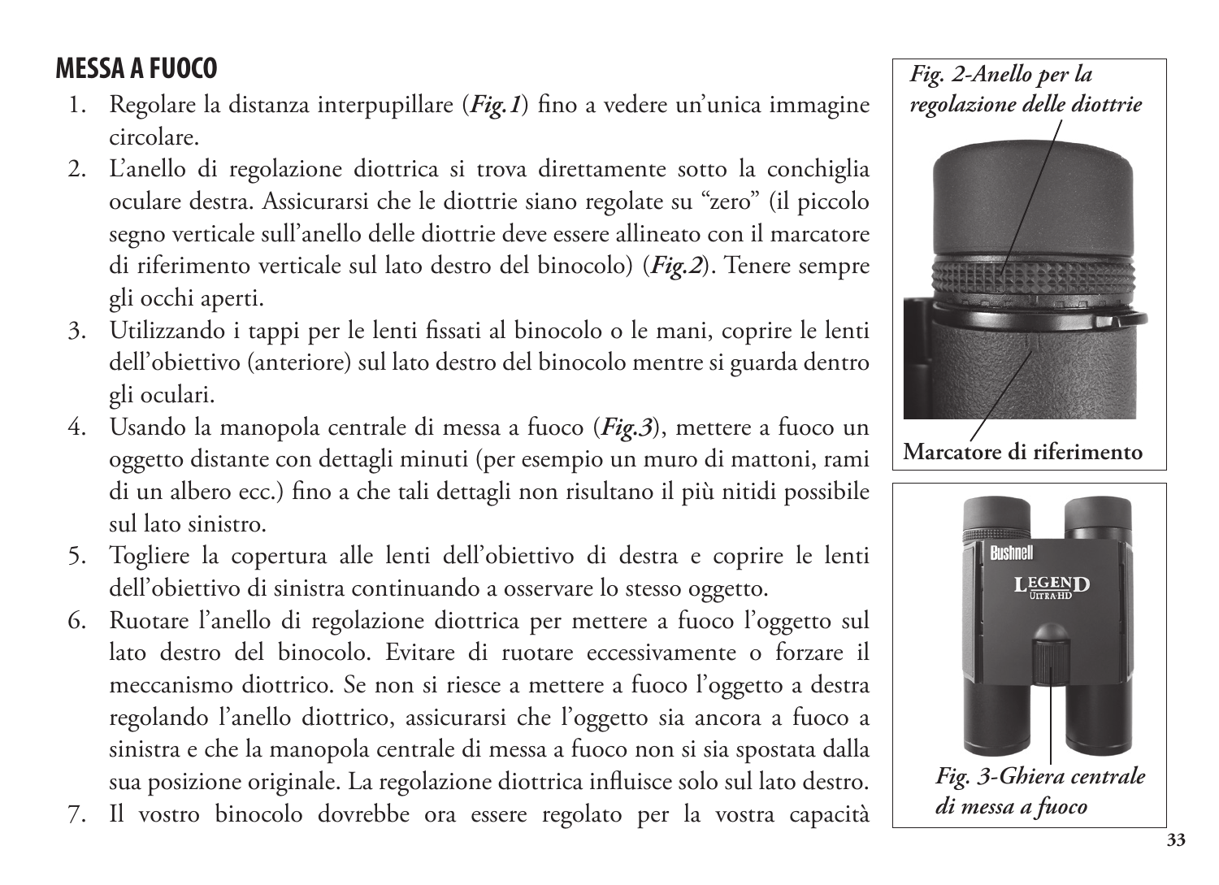## MESSA A FUOCO

1. Regolare la distanza interpupillare (***Fig.1***) fino a vedere un'unica immagine circolare.
2. L'anello di regolazione diottrica si trova direttamente sotto la conchiglia oculare destra. Assicurarsi che le diottrie siano regolate su "zero" (il piccolo segno verticale sull'anello delle diottrie deve essere allineato con il marcatore di riferimento verticale sul lato destro del binocolo) (***Fig.2***). Tenere sempre gli occhi aperti.
3. Utilizzando i tappi per le lenti fissati al binocolo o le mani, coprire le lenti dell'obiettivo (anteriore) sul lato destro del binocolo mentre si guarda dentro gli oculari.
4. Usando la manopola centrale di messa a fuoco (***Fig.3***), mettere a fuoco un oggetto distante con dettagli minuti (per esempio un muro di mattoni, rami di un albero ecc.) fino a che tali dettagli non risultano il più nitidi possibile sul lato sinistro.
5. Togliere la copertura alle lenti dell'obiettivo di destra e coprire le lenti dell'obiettivo di sinistra continuando a osservare lo stesso oggetto.
6. Ruotare l'anello di regolazione diottrica per mettere a fuoco l'oggetto sul lato destro del binocolo. Evitare di ruotare eccessivamente o forzare il meccanismo diottrico. Se non si riesce a mettere a fuoco l'oggetto a destra regolando l'anello diottrico, assicurarsi che l'oggetto sia ancora a fuoco a sinistra e che la manopola centrale di messa a fuoco non si sia spostata dalla sua posizione originale. La regolazione diottrica influisce solo sul lato destro.
7. Il vostro binocolo dovrebbe ora essere regolato per la vostra capacità

***Fig. 2-Anello per la regolazione delle diottrie***

**Marcatore di riferimento**

***Fig. 3-Ghiera centrale di messa a fuoco***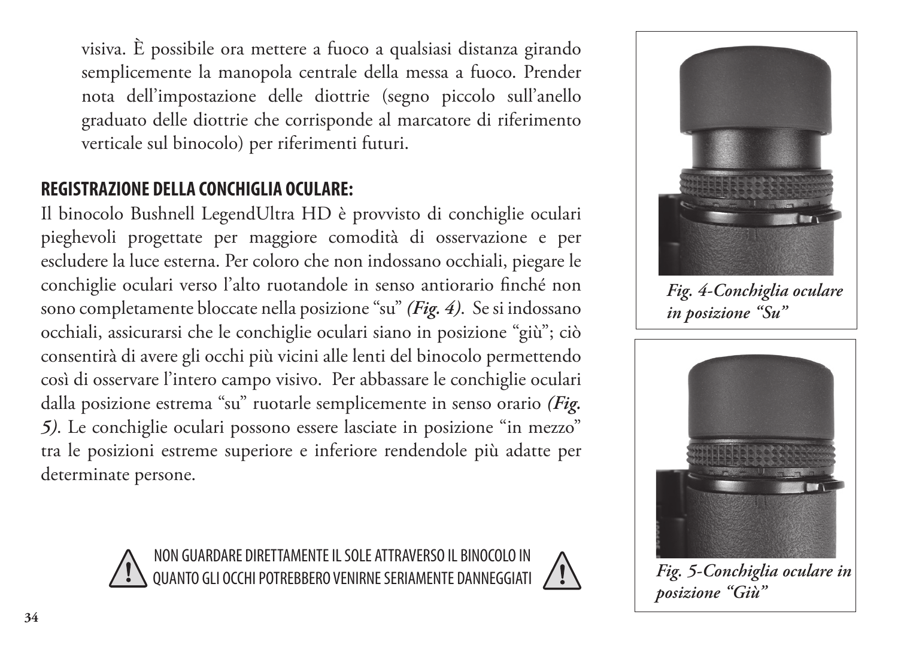visiva. È possibile ora mettere a fuoco a qualsiasi distanza girando semplicemente la manopola centrale della messa a fuoco. Prender nota dell'impostazione delle diottrie (segno piccolo sull'anello graduato delle diottrie che corrisponde al marcatore di riferimento verticale sul binocolo) per riferimenti futuri.

## REGISTRAZIONE DELLA CONCHIGLIA OCULARE:

Il binocolo Bushnell LegendUltra HD è provvisto di conchiglie oculari pieghevoli progettate per maggiore comodità di osservazione e per escludere la luce esterna. Per coloro che non indossano occhiali, piegare le conchiglie oculari verso l'alto ruotandole in senso antiorario finché non sono completamente bloccate nella posizione "su" ***(Fig. 4)***. Se si indossano occhiali, assicurarsi che le conchiglie oculari siano in posizione "giù"; ciò consentirà di avere gli occhi più vicini alle lenti del binocolo permettendo così di osservare l'intero campo visivo. Per abbassare le conchiglie oculari dalla posizione estrema "su" ruotarle semplicemente in senso orario ***(Fig. 5)***. Le conchiglie oculari possono essere lasciate in posizione "in mezzo" tra le posizioni estreme superiore e inferiore rendendole più adatte per determinate persone.

***Fig. 4-Conchiglia oculare in posizione "Su"***

***Fig. 5-Conchiglia oculare in posizione "Giù"***

⚠ NON GUARDARE DIRETTAMENTE IL SOLE ATTRAVERSO IL BINOCOLO IN QUANTO GLI OCCHI POTREBBERO VENIRNE SERIAMENTE DANNEGGIATI ⚠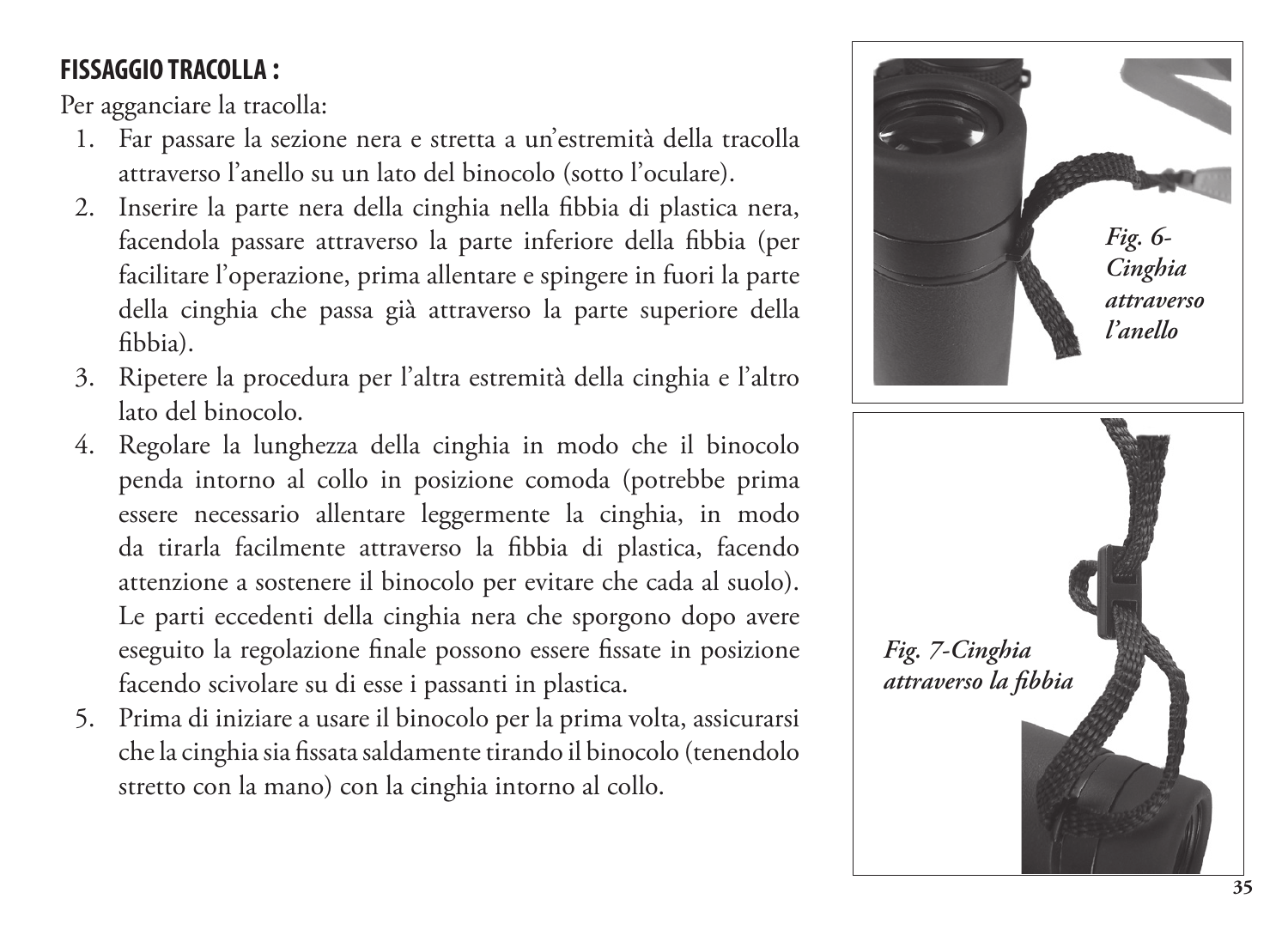## FISSAGGIO TRACOLLA :

Per agganciare la tracolla:

1. Far passare la sezione nera e stretta a un'estremità della tracolla attraverso l'anello su un lato del binocolo (sotto l'oculare).
2. Inserire la parte nera della cinghia nella fibbia di plastica nera, facendola passare attraverso la parte inferiore della fibbia (per facilitare l'operazione, prima allentare e spingere in fuori la parte della cinghia che passa già attraverso la parte superiore della fibbia).
3. Ripetere la procedura per l'altra estremità della cinghia e l'altro lato del binocolo.
4. Regolare la lunghezza della cinghia in modo che il binocolo penda intorno al collo in posizione comoda (potrebbe prima essere necessario allentare leggermente la cinghia, in modo da tirarla facilmente attraverso la fibbia di plastica, facendo attenzione a sostenere il binocolo per evitare che cada al suolo). Le parti eccedenti della cinghia nera che sporgono dopo avere eseguito la regolazione finale possono essere fissate in posizione facendo scivolare su di esse i passanti in plastica.
5. Prima di iniziare a usare il binocolo per la prima volta, assicurarsi che la cinghia sia fissata saldamente tirando il binocolo (tenendolo stretto con la mano) con la cinghia intorno al collo.

*Fig. 6-Cinghia attraverso l'anello*

*Fig. 7-Cinghia attraverso la fibbia*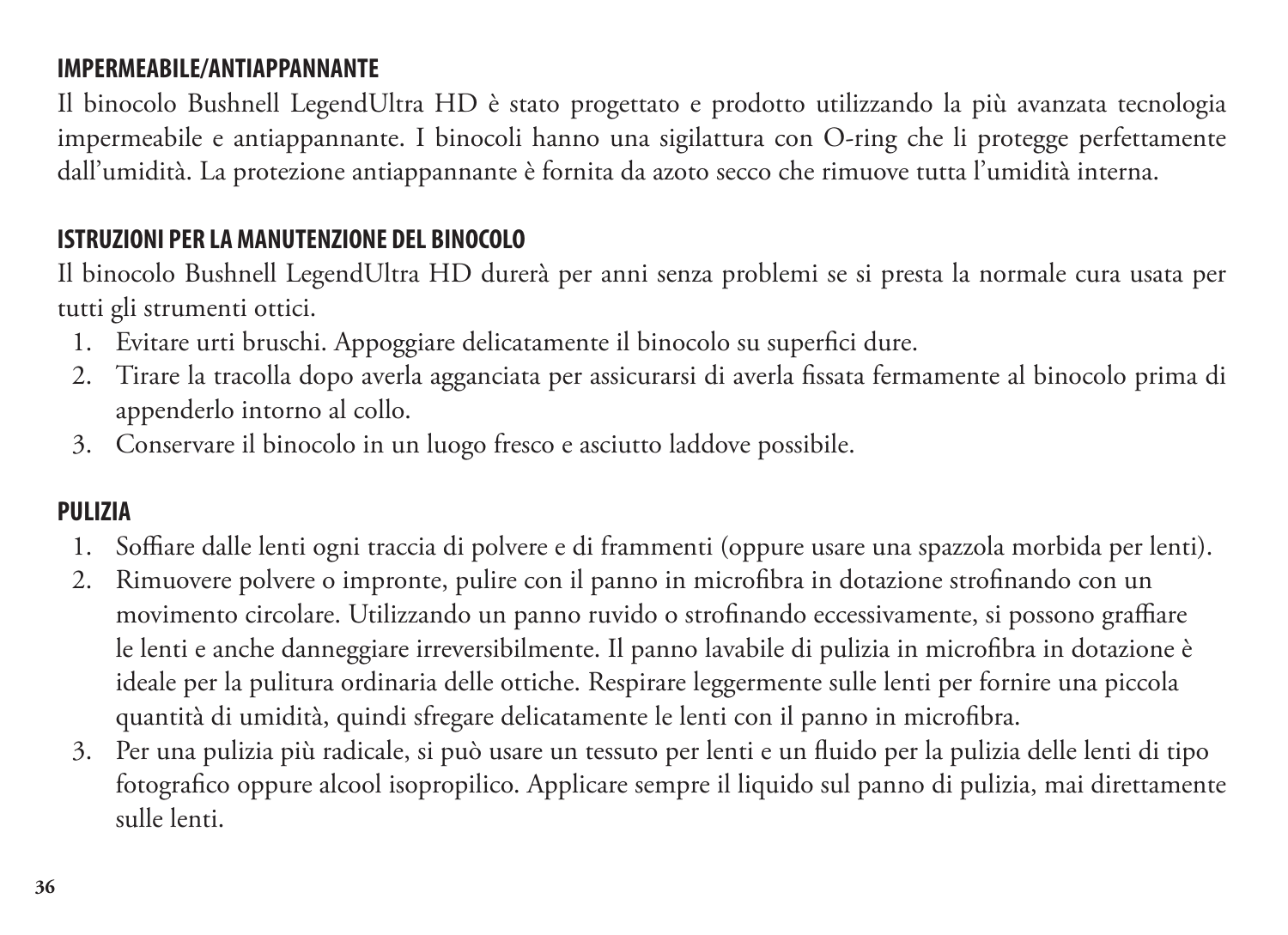## IMPERMEABILE/ANTIAPPANNANTE

Il binocolo Bushnell LegendUltra HD è stato progettato e prodotto utilizzando la più avanzata tecnologia impermeabile e antiappannante. I binocoli hanno una sigilattura con O-ring che li protegge perfettamente dall'umidità. La protezione antiappannante è fornita da azoto secco che rimuove tutta l'umidità interna.

## ISTRUZIONI PER LA MANUTENZIONE DEL BINOCOLO

Il binocolo Bushnell LegendUltra HD durerà per anni senza problemi se si presta la normale cura usata per tutti gli strumenti ottici.

1. Evitare urti bruschi. Appoggiare delicatamente il binocolo su superfici dure.
2. Tirare la tracolla dopo averla agganciata per assicurarsi di averla fissata fermamente al binocolo prima di appenderlo intorno al collo.
3. Conservare il binocolo in un luogo fresco e asciutto laddove possibile.

## PULIZIA

1. Soffiare dalle lenti ogni traccia di polvere e di frammenti (oppure usare una spazzola morbida per lenti).
2. Rimuovere polvere o impronte, pulire con il panno in microfibra in dotazione strofinando con un movimento circolare. Utilizzando un panno ruvido o strofinando eccessivamente, si possono graffiare le lenti e anche danneggiare irreversibilmente. Il panno lavabile di pulizia in microfibra in dotazione è ideale per la pulitura ordinaria delle ottiche. Respirare leggermente sulle lenti per fornire una piccola quantità di umidità, quindi sfregare delicatamente le lenti con il panno in microfibra.
3. Per una pulizia più radicale, si può usare un tessuto per lenti e un fluido per la pulizia delle lenti di tipo fotografico oppure alcool isopropilico. Applicare sempre il liquido sul panno di pulizia, mai direttamente sulle lenti.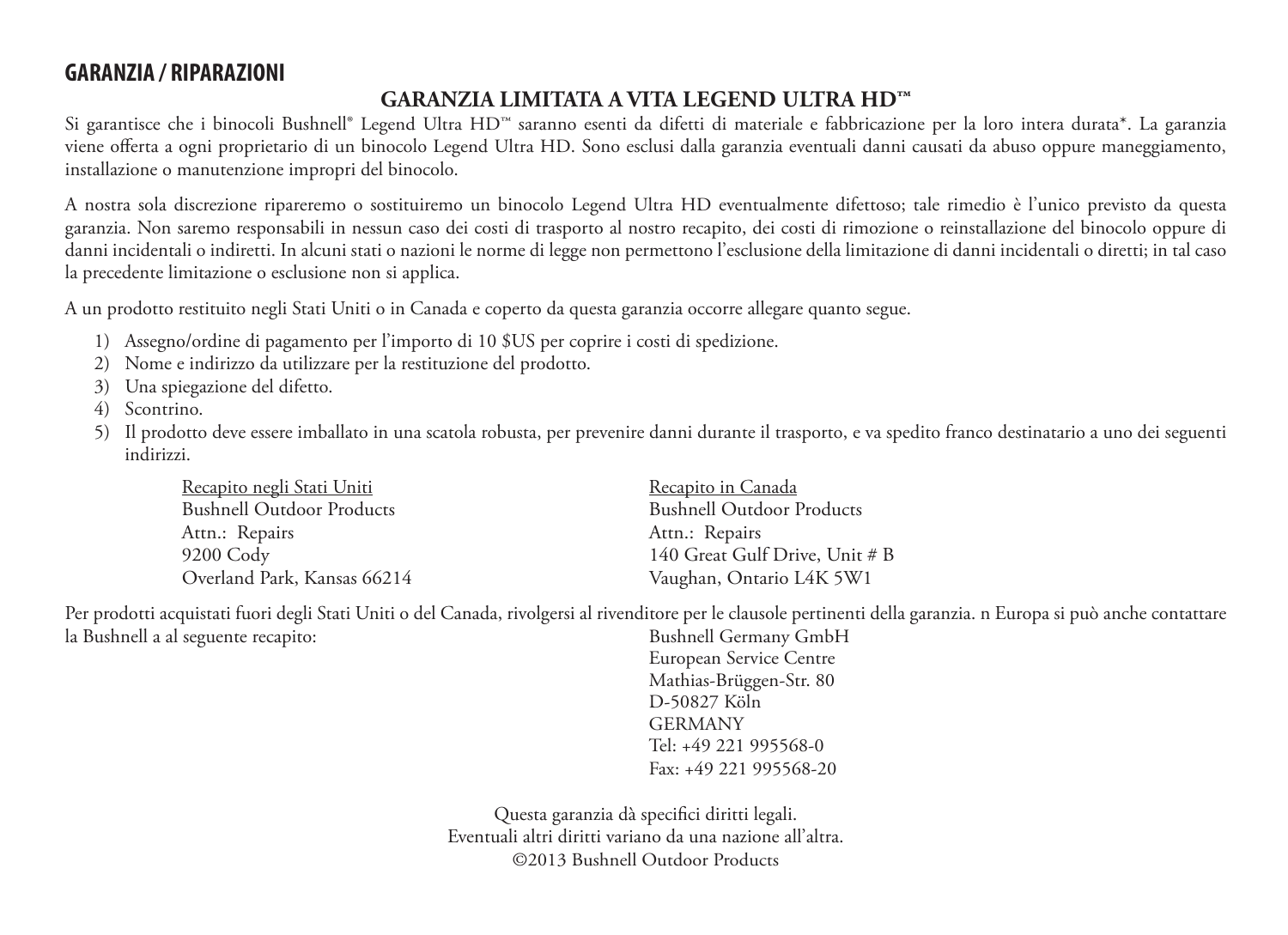## GARANZIA / RIPARAZIONI

### GARANZIA LIMITATA A VITA LEGEND ULTRA HD™

Si garantisce che i binocoli Bushnell® Legend Ultra HD™ saranno esenti da difetti di materiale e fabbricazione per la loro intera durata*. La garanzia viene offerta a ogni proprietario di un binocolo Legend Ultra HD. Sono esclusi dalla garanzia eventuali danni causati da abuso oppure maneggiamento, installazione o manutenzione impropri del binocolo.

A nostra sola discrezione ripareremo o sostituiremo un binocolo Legend Ultra HD eventualmente difettoso; tale rimedio è l'unico previsto da questa garanzia. Non saremo responsabili in nessun caso dei costi di trasporto al nostro recapito, dei costi di rimozione o reinstallazione del binocolo oppure di danni incidentali o indiretti. In alcuni stati o nazioni le norme di legge non permettono l'esclusione della limitazione di danni incidentali o diretti; in tal caso la precedente limitazione o esclusione non si applica.

A un prodotto restituito negli Stati Uniti o in Canada e coperto da questa garanzia occorre allegare quanto segue.

1) Assegno/ordine di pagamento per l'importo di 10 $US per coprire i costi di spedizione.
2) Nome e indirizzo da utilizzare per la restituzione del prodotto.
3) Una spiegazione del difetto.
4) Scontrino.
5) Il prodotto deve essere imballato in una scatola robusta, per prevenire danni durante il trasporto, e va spedito franco destinatario a uno dei seguenti indirizzi.

<u>Recapito negli Stati Uniti</u>
Bushnell Outdoor Products
Attn.: Repairs
9200 Cody
Overland Park, Kansas 66214

<u>Recapito in Canada</u>
Bushnell Outdoor Products
Attn.: Repairs
140 Great Gulf Drive, Unit # B
Vaughan, Ontario L4K 5W1

Per prodotti acquistati fuori degli Stati Uniti o del Canada, rivolgersi al rivenditore per le clausole pertinenti della garanzia. n Europa si può anche contattare la Bushnell a al seguente recapito:

Bushnell Germany GmbH
European Service Centre
Mathias-Brüggen-Str. 80
D-50827 Köln
GERMANY
Tel: +49 221 995568-0
Fax: +49 221 995568-20

Questa garanzia dà specifici diritti legali.
Eventuali altri diritti variano da una nazione all'altra.
©2013 Bushnell Outdoor Products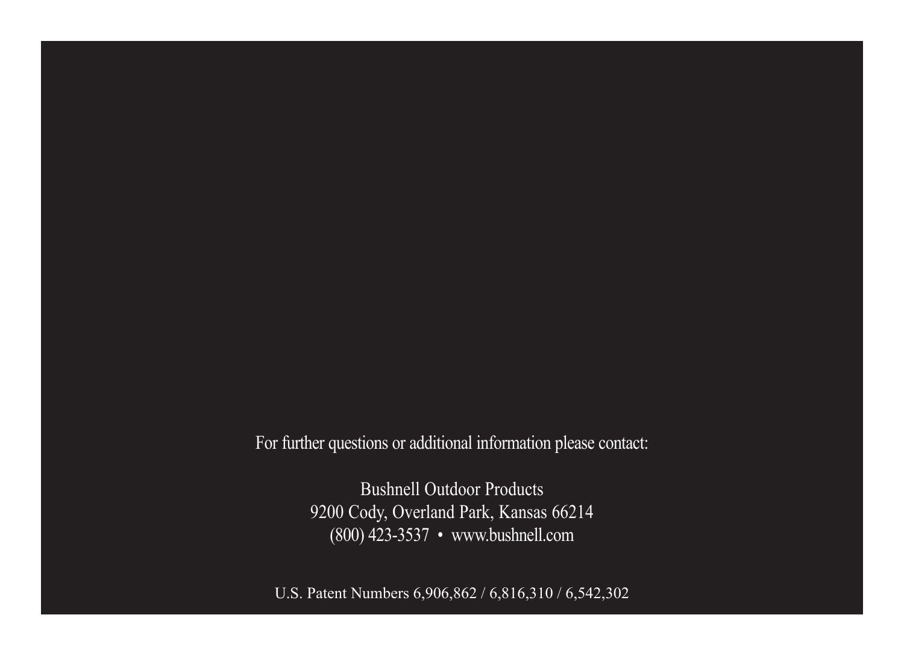For further questions or additional information please contact:

Bushnell Outdoor Products
9200 Cody, Overland Park, Kansas 66214
(800) 423-3537 • www.bushnell.com

U.S. Patent Numbers 6,906,862 / 6,816,310 / 6,542,302